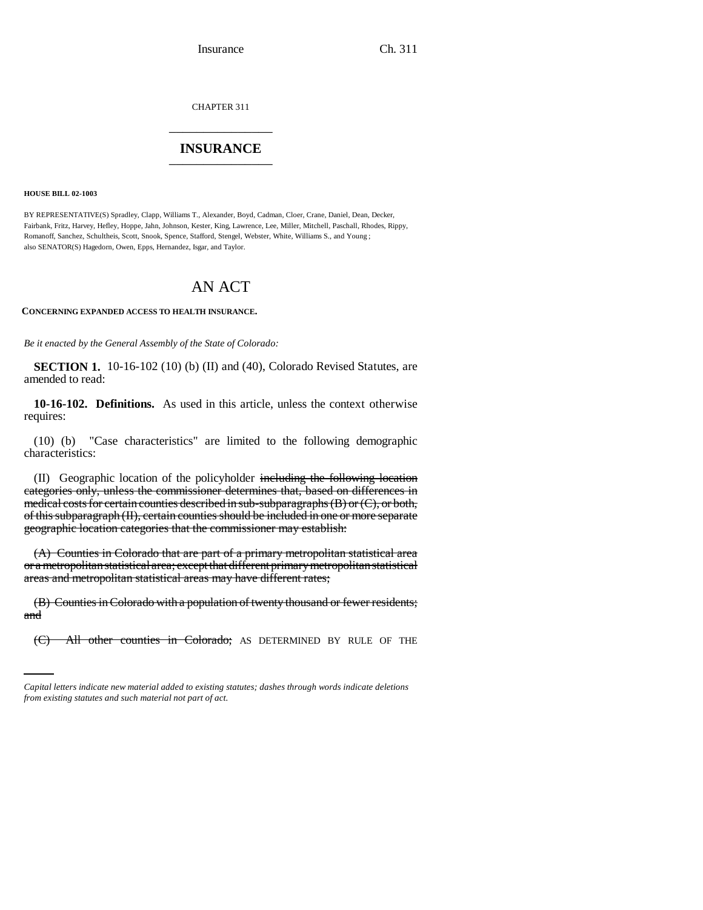CHAPTER 311

## INSURANCE

**HOUSE BILL 02-1003**

BY REPRESENTATIVE(S) Spradley, Clapp, Williams T., Alexander, Boyd, Cadman, Cloer, Crane, Daniel, Dean, Decker, Fairbank, Fritz, Harvey, Hefley, Hoppe, Jahn, Johnson, Kester, King, Lawrence, Lee, Miller, Mitchell, Paschall, Rhodes, Rippy, Romanoff, Sanchez, Schultheis, Scott, Snook, Spence, Stafford, Stengel, Webster, White, Williams S., and Young; also SENATOR(S) Hagedorn, Owen, Epps, Hernandez, Isgar, and Taylor.

# AN ACT

**CONCERNING EXPANDED ACCESS TO HEALTH INSURANCE.**

*Be it enacted by the General Assembly of the State of Colorado:*

**SECTION 1.** 10-16-102 (10) (b) (II) and (40), Colorado Revised Statutes, are amended to read:

**10-16-102. Definitions.** As used in this article, unless the context otherwise requires:

(10) (b) "Case characteristics" are limited to the following demographic characteristics:

(II) Geographic location of the policyholder ~~including the following location categories only, unless the commissioner determines that, based on differences in medical costs for certain counties described in sub-subparagraphs (B) or (C), or both, of this subparagraph (II), certain counties should be included in one or more separate geographic location categories that the commissioner may establish:~~

~~(A) Counties in Colorado that are part of a primary metropolitan statistical area or a metropolitan statistical area; except that different primary metropolitan statistical areas and metropolitan statistical areas may have different rates;~~

~~(B) Counties in Colorado with a population of twenty thousand or fewer residents; and~~

~~(C) All other counties in Colorado;~~ AS DETERMINED BY RULE OF THE

*Capital letters indicate new material added to existing statutes; dashes through words indicate deletions from existing statutes and such material not part of act.*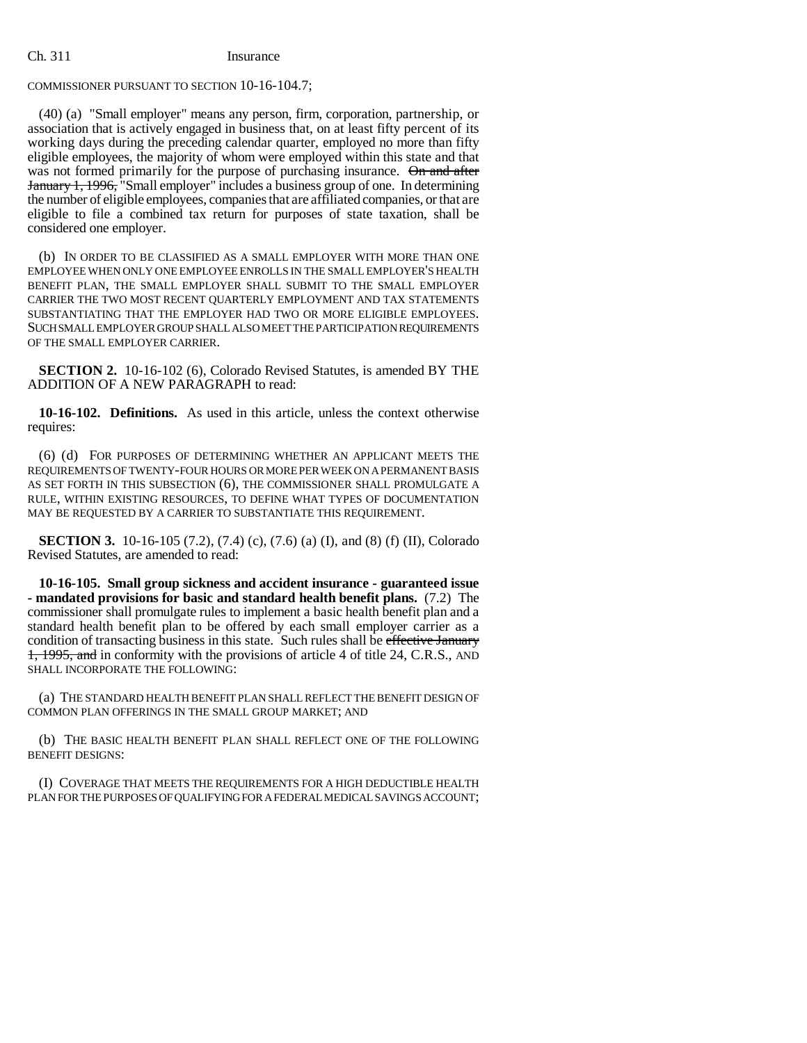COMMISSIONER PURSUANT TO SECTION 10-16-104.7;

(40) (a) "Small employer" means any person, firm, corporation, partnership, or association that is actively engaged in business that, on at least fifty percent of its working days during the preceding calendar quarter, employed no more than fifty eligible employees, the majority of whom were employed within this state and that was not formed primarily for the purpose of purchasing insurance. ~~On and after January 1, 1996,~~ "Small employer" includes a business group of one. In determining the number of eligible employees, companies that are affiliated companies, or that are eligible to file a combined tax return for purposes of state taxation, shall be considered one employer.

(b) IN ORDER TO BE CLASSIFIED AS A SMALL EMPLOYER WITH MORE THAN ONE EMPLOYEE WHEN ONLY ONE EMPLOYEE ENROLLS IN THE SMALL EMPLOYER'S HEALTH BENEFIT PLAN, THE SMALL EMPLOYER SHALL SUBMIT TO THE SMALL EMPLOYER CARRIER THE TWO MOST RECENT QUARTERLY EMPLOYMENT AND TAX STATEMENTS SUBSTANTIATING THAT THE EMPLOYER HAD TWO OR MORE ELIGIBLE EMPLOYEES. SUCH SMALL EMPLOYER GROUP SHALL ALSO MEET THE PARTICIPATION REQUIREMENTS OF THE SMALL EMPLOYER CARRIER.

**SECTION 2.** 10-16-102 (6), Colorado Revised Statutes, is amended BY THE ADDITION OF A NEW PARAGRAPH to read:

**10-16-102. Definitions.** As used in this article, unless the context otherwise requires:

(6) (d) FOR PURPOSES OF DETERMINING WHETHER AN APPLICANT MEETS THE REQUIREMENTS OF TWENTY-FOUR HOURS OR MORE PER WEEK ON A PERMANENT BASIS AS SET FORTH IN THIS SUBSECTION (6), THE COMMISSIONER SHALL PROMULGATE A RULE, WITHIN EXISTING RESOURCES, TO DEFINE WHAT TYPES OF DOCUMENTATION MAY BE REQUESTED BY A CARRIER TO SUBSTANTIATE THIS REQUIREMENT.

**SECTION 3.** 10-16-105 (7.2), (7.4) (c), (7.6) (a) (I), and (8) (f) (II), Colorado Revised Statutes, are amended to read:

**10-16-105. Small group sickness and accident insurance - guaranteed issue - mandated provisions for basic and standard health benefit plans.** (7.2) The commissioner shall promulgate rules to implement a basic health benefit plan and a standard health benefit plan to be offered by each small employer carrier as a condition of transacting business in this state. Such rules shall be ~~effective January 1, 1995, and~~ in conformity with the provisions of article 4 of title 24, C.R.S., AND SHALL INCORPORATE THE FOLLOWING:

(a) THE STANDARD HEALTH BENEFIT PLAN SHALL REFLECT THE BENEFIT DESIGN OF COMMON PLAN OFFERINGS IN THE SMALL GROUP MARKET; AND

(b) THE BASIC HEALTH BENEFIT PLAN SHALL REFLECT ONE OF THE FOLLOWING BENEFIT DESIGNS:

(I) COVERAGE THAT MEETS THE REQUIREMENTS FOR A HIGH DEDUCTIBLE HEALTH PLAN FOR THE PURPOSES OF QUALIFYING FOR A FEDERAL MEDICAL SAVINGS ACCOUNT;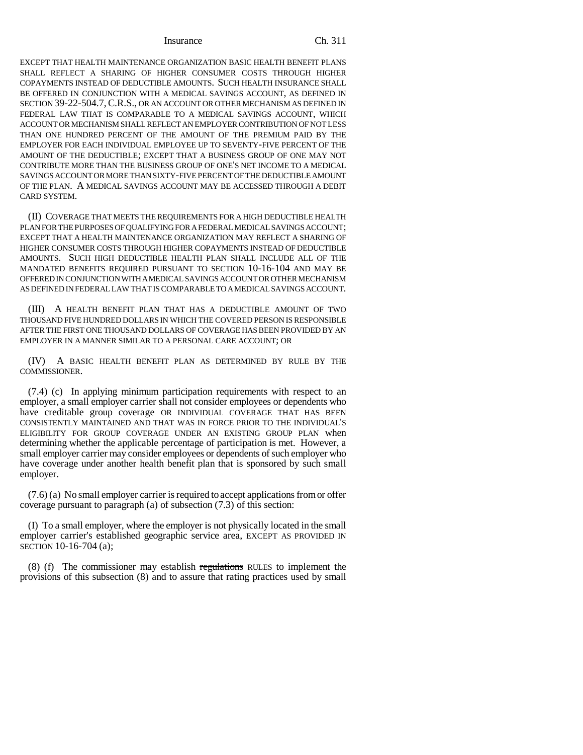EXCEPT THAT HEALTH MAINTENANCE ORGANIZATION BASIC HEALTH BENEFIT PLANS SHALL REFLECT A SHARING OF HIGHER CONSUMER COSTS THROUGH HIGHER COPAYMENTS INSTEAD OF DEDUCTIBLE AMOUNTS. SUCH HEALTH INSURANCE SHALL BE OFFERED IN CONJUNCTION WITH A MEDICAL SAVINGS ACCOUNT, AS DEFINED IN SECTION 39-22-504.7, C.R.S., OR AN ACCOUNT OR OTHER MECHANISM AS DEFINED IN FEDERAL LAW THAT IS COMPARABLE TO A MEDICAL SAVINGS ACCOUNT, WHICH ACCOUNT OR MECHANISM SHALL REFLECT AN EMPLOYER CONTRIBUTION OF NOT LESS THAN ONE HUNDRED PERCENT OF THE AMOUNT OF THE PREMIUM PAID BY THE EMPLOYER FOR EACH INDIVIDUAL EMPLOYEE UP TO SEVENTY-FIVE PERCENT OF THE AMOUNT OF THE DEDUCTIBLE; EXCEPT THAT A BUSINESS GROUP OF ONE MAY NOT CONTRIBUTE MORE THAN THE BUSINESS GROUP OF ONE'S NET INCOME TO A MEDICAL SAVINGS ACCOUNT OR MORE THAN SIXTY-FIVE PERCENT OF THE DEDUCTIBLE AMOUNT OF THE PLAN. A MEDICAL SAVINGS ACCOUNT MAY BE ACCESSED THROUGH A DEBIT CARD SYSTEM.

(II) COVERAGE THAT MEETS THE REQUIREMENTS FOR A HIGH DEDUCTIBLE HEALTH PLAN FOR THE PURPOSES OF QUALIFYING FOR A FEDERAL MEDICAL SAVINGS ACCOUNT; EXCEPT THAT A HEALTH MAINTENANCE ORGANIZATION MAY REFLECT A SHARING OF HIGHER CONSUMER COSTS THROUGH HIGHER COPAYMENTS INSTEAD OF DEDUCTIBLE AMOUNTS. SUCH HIGH DEDUCTIBLE HEALTH PLAN SHALL INCLUDE ALL OF THE MANDATED BENEFITS REQUIRED PURSUANT TO SECTION 10-16-104 AND MAY BE OFFERED IN CONJUNCTION WITH A MEDICAL SAVINGS ACCOUNT OR OTHER MECHANISM AS DEFINED IN FEDERAL LAW THAT IS COMPARABLE TO A MEDICAL SAVINGS ACCOUNT.

(III) A HEALTH BENEFIT PLAN THAT HAS A DEDUCTIBLE AMOUNT OF TWO THOUSAND FIVE HUNDRED DOLLARS IN WHICH THE COVERED PERSON IS RESPONSIBLE AFTER THE FIRST ONE THOUSAND DOLLARS OF COVERAGE HAS BEEN PROVIDED BY AN EMPLOYER IN A MANNER SIMILAR TO A PERSONAL CARE ACCOUNT; OR

(IV) A BASIC HEALTH BENEFIT PLAN AS DETERMINED BY RULE BY THE COMMISSIONER.

(7.4) (c) In applying minimum participation requirements with respect to an employer, a small employer carrier shall not consider employees or dependents who have creditable group coverage OR INDIVIDUAL COVERAGE THAT HAS BEEN CONSISTENTLY MAINTAINED AND THAT WAS IN FORCE PRIOR TO THE INDIVIDUAL'S ELIGIBILITY FOR GROUP COVERAGE UNDER AN EXISTING GROUP PLAN when determining whether the applicable percentage of participation is met. However, a small employer carrier may consider employees or dependents of such employer who have coverage under another health benefit plan that is sponsored by such small employer.

(7.6) (a) No small employer carrier is required to accept applications from or offer coverage pursuant to paragraph (a) of subsection (7.3) of this section:

(I) To a small employer, where the employer is not physically located in the small employer carrier's established geographic service area, EXCEPT AS PROVIDED IN SECTION 10-16-704 (a);

(8) (f) The commissioner may establish ~~regulations~~ RULES to implement the provisions of this subsection (8) and to assure that rating practices used by small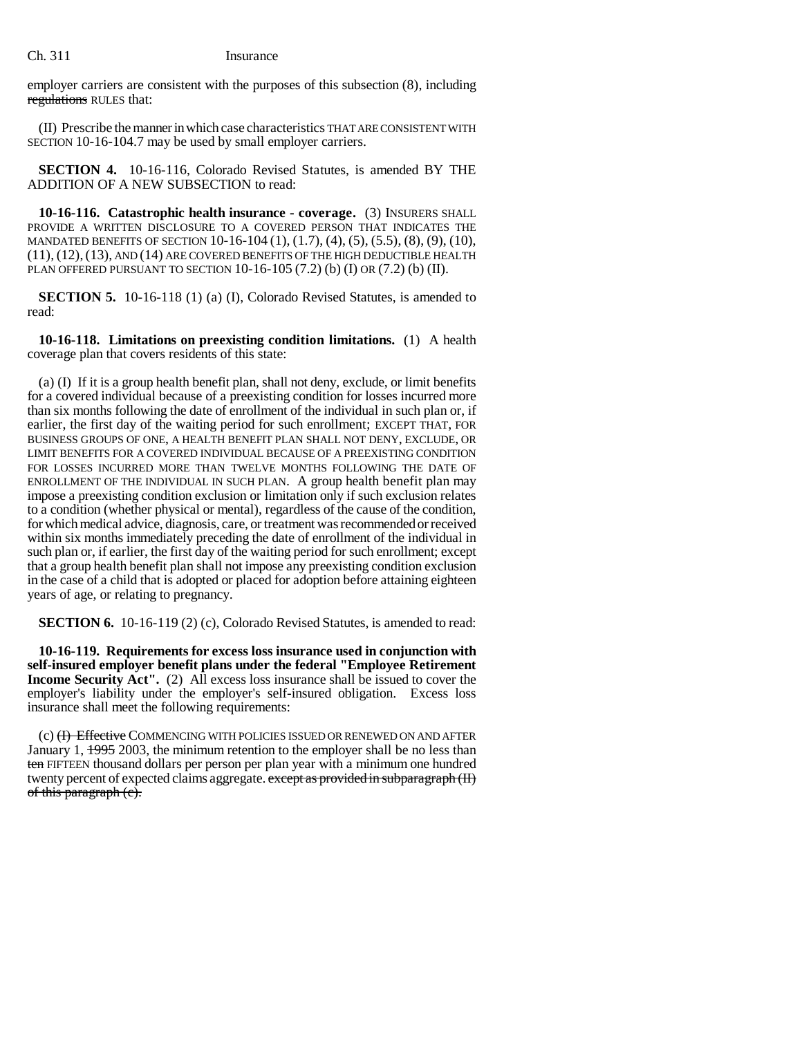employer carriers are consistent with the purposes of this subsection (8), including ~~regulations~~ RULES that:

(II) Prescribe the manner in which case characteristics THAT ARE CONSISTENT WITH SECTION 10-16-104.7 may be used by small employer carriers.

**SECTION 4.** 10-16-116, Colorado Revised Statutes, is amended BY THE ADDITION OF A NEW SUBSECTION to read:

**10-16-116. Catastrophic health insurance - coverage.** (3) INSURERS SHALL PROVIDE A WRITTEN DISCLOSURE TO A COVERED PERSON THAT INDICATES THE MANDATED BENEFITS OF SECTION 10-16-104 (1), (1.7), (4), (5), (5.5), (8), (9), (10), (11), (12), (13), AND (14) ARE COVERED BENEFITS OF THE HIGH DEDUCTIBLE HEALTH PLAN OFFERED PURSUANT TO SECTION 10-16-105 (7.2) (b) (I) OR (7.2) (b) (II).

**SECTION 5.** 10-16-118 (1) (a) (I), Colorado Revised Statutes, is amended to read:

**10-16-118. Limitations on preexisting condition limitations.** (1) A health coverage plan that covers residents of this state:

(a) (I) If it is a group health benefit plan, shall not deny, exclude, or limit benefits for a covered individual because of a preexisting condition for losses incurred more than six months following the date of enrollment of the individual in such plan or, if earlier, the first day of the waiting period for such enrollment; EXCEPT THAT, FOR BUSINESS GROUPS OF ONE, A HEALTH BENEFIT PLAN SHALL NOT DENY, EXCLUDE, OR LIMIT BENEFITS FOR A COVERED INDIVIDUAL BECAUSE OF A PREEXISTING CONDITION FOR LOSSES INCURRED MORE THAN TWELVE MONTHS FOLLOWING THE DATE OF ENROLLMENT OF THE INDIVIDUAL IN SUCH PLAN. A group health benefit plan may impose a preexisting condition exclusion or limitation only if such exclusion relates to a condition (whether physical or mental), regardless of the cause of the condition, for which medical advice, diagnosis, care, or treatment was recommended or received within six months immediately preceding the date of enrollment of the individual in such plan or, if earlier, the first day of the waiting period for such enrollment; except that a group health benefit plan shall not impose any preexisting condition exclusion in the case of a child that is adopted or placed for adoption before attaining eighteen years of age, or relating to pregnancy.

**SECTION 6.** 10-16-119 (2) (c), Colorado Revised Statutes, is amended to read:

**10-16-119. Requirements for excess loss insurance used in conjunction with self-insured employer benefit plans under the federal "Employee Retirement Income Security Act".** (2) All excess loss insurance shall be issued to cover the employer's liability under the employer's self-insured obligation. Excess loss insurance shall meet the following requirements:

(c) ~~(I) Effective~~ COMMENCING WITH POLICIES ISSUED OR RENEWED ON AND AFTER January 1, ~~1995~~ 2003, the minimum retention to the employer shall be no less than ~~ten~~ FIFTEEN thousand dollars per person per plan year with a minimum one hundred twenty percent of expected claims aggregate. ~~except as provided in subparagraph (II) of this paragraph (c).~~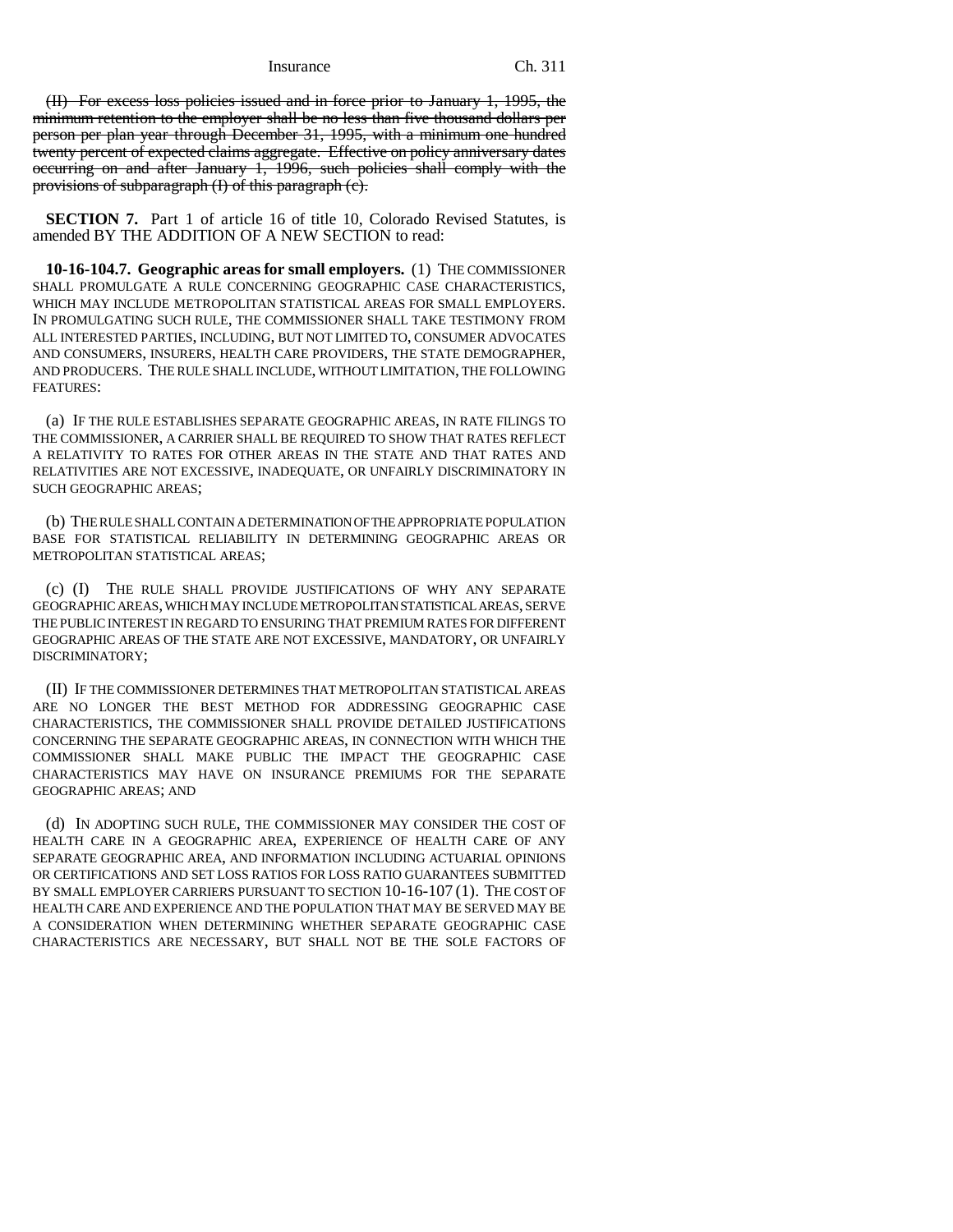~~(II) For excess loss policies issued and in force prior to January 1, 1995, the minimum retention to the employer shall be no less than five thousand dollars per person per plan year through December 31, 1995, with a minimum one hundred twenty percent of expected claims aggregate. Effective on policy anniversary dates occurring on and after January 1, 1996, such policies shall comply with the provisions of subparagraph (I) of this paragraph (c).~~

**SECTION 7.** Part 1 of article 16 of title 10, Colorado Revised Statutes, is amended BY THE ADDITION OF A NEW SECTION to read:

**10-16-104.7. Geographic areas for small employers.** (1) THE COMMISSIONER SHALL PROMULGATE A RULE CONCERNING GEOGRAPHIC CASE CHARACTERISTICS, WHICH MAY INCLUDE METROPOLITAN STATISTICAL AREAS FOR SMALL EMPLOYERS. IN PROMULGATING SUCH RULE, THE COMMISSIONER SHALL TAKE TESTIMONY FROM ALL INTERESTED PARTIES, INCLUDING, BUT NOT LIMITED TO, CONSUMER ADVOCATES AND CONSUMERS, INSURERS, HEALTH CARE PROVIDERS, THE STATE DEMOGRAPHER, AND PRODUCERS. THE RULE SHALL INCLUDE, WITHOUT LIMITATION, THE FOLLOWING FEATURES:

(a) IF THE RULE ESTABLISHES SEPARATE GEOGRAPHIC AREAS, IN RATE FILINGS TO THE COMMISSIONER, A CARRIER SHALL BE REQUIRED TO SHOW THAT RATES REFLECT A RELATIVITY TO RATES FOR OTHER AREAS IN THE STATE AND THAT RATES AND RELATIVITIES ARE NOT EXCESSIVE, INADEQUATE, OR UNFAIRLY DISCRIMINATORY IN SUCH GEOGRAPHIC AREAS;

(b) THE RULE SHALL CONTAIN A DETERMINATION OF THE APPROPRIATE POPULATION BASE FOR STATISTICAL RELIABILITY IN DETERMINING GEOGRAPHIC AREAS OR METROPOLITAN STATISTICAL AREAS;

(c) (I) THE RULE SHALL PROVIDE JUSTIFICATIONS OF WHY ANY SEPARATE GEOGRAPHIC AREAS, WHICH MAY INCLUDE METROPOLITAN STATISTICAL AREAS, SERVE THE PUBLIC INTEREST IN REGARD TO ENSURING THAT PREMIUM RATES FOR DIFFERENT GEOGRAPHIC AREAS OF THE STATE ARE NOT EXCESSIVE, MANDATORY, OR UNFAIRLY DISCRIMINATORY;

(II) IF THE COMMISSIONER DETERMINES THAT METROPOLITAN STATISTICAL AREAS ARE NO LONGER THE BEST METHOD FOR ADDRESSING GEOGRAPHIC CASE CHARACTERISTICS, THE COMMISSIONER SHALL PROVIDE DETAILED JUSTIFICATIONS CONCERNING THE SEPARATE GEOGRAPHIC AREAS, IN CONNECTION WITH WHICH THE COMMISSIONER SHALL MAKE PUBLIC THE IMPACT THE GEOGRAPHIC CASE CHARACTERISTICS MAY HAVE ON INSURANCE PREMIUMS FOR THE SEPARATE GEOGRAPHIC AREAS; AND

(d) IN ADOPTING SUCH RULE, THE COMMISSIONER MAY CONSIDER THE COST OF HEALTH CARE IN A GEOGRAPHIC AREA, EXPERIENCE OF HEALTH CARE OF ANY SEPARATE GEOGRAPHIC AREA, AND INFORMATION INCLUDING ACTUARIAL OPINIONS OR CERTIFICATIONS AND SET LOSS RATIOS FOR LOSS RATIO GUARANTEES SUBMITTED BY SMALL EMPLOYER CARRIERS PURSUANT TO SECTION 10-16-107 (1). THE COST OF HEALTH CARE AND EXPERIENCE AND THE POPULATION THAT MAY BE SERVED MAY BE A CONSIDERATION WHEN DETERMINING WHETHER SEPARATE GEOGRAPHIC CASE CHARACTERISTICS ARE NECESSARY, BUT SHALL NOT BE THE SOLE FACTORS OF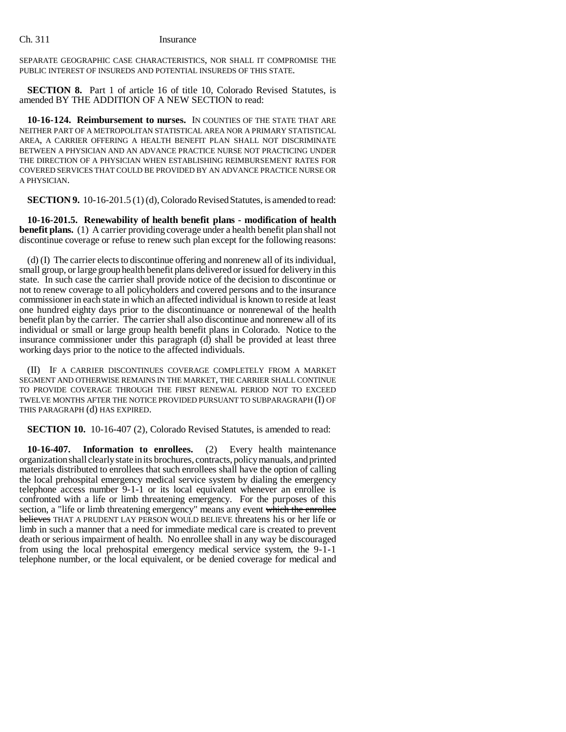SEPARATE GEOGRAPHIC CASE CHARACTERISTICS, NOR SHALL IT COMPROMISE THE PUBLIC INTEREST OF INSUREDS AND POTENTIAL INSUREDS OF THIS STATE.

**SECTION 8.** Part 1 of article 16 of title 10, Colorado Revised Statutes, is amended BY THE ADDITION OF A NEW SECTION to read:

**10-16-124. Reimbursement to nurses.** IN COUNTIES OF THE STATE THAT ARE NEITHER PART OF A METROPOLITAN STATISTICAL AREA NOR A PRIMARY STATISTICAL AREA, A CARRIER OFFERING A HEALTH BENEFIT PLAN SHALL NOT DISCRIMINATE BETWEEN A PHYSICIAN AND AN ADVANCE PRACTICE NURSE NOT PRACTICING UNDER THE DIRECTION OF A PHYSICIAN WHEN ESTABLISHING REIMBURSEMENT RATES FOR COVERED SERVICES THAT COULD BE PROVIDED BY AN ADVANCE PRACTICE NURSE OR A PHYSICIAN.

**SECTION 9.** 10-16-201.5 (1) (d), Colorado Revised Statutes, is amended to read:

**10-16-201.5. Renewability of health benefit plans - modification of health benefit plans.** (1) A carrier providing coverage under a health benefit plan shall not discontinue coverage or refuse to renew such plan except for the following reasons:

(d) (I) The carrier elects to discontinue offering and nonrenew all of its individual, small group, or large group health benefit plans delivered or issued for delivery in this state. In such case the carrier shall provide notice of the decision to discontinue or not to renew coverage to all policyholders and covered persons and to the insurance commissioner in each state in which an affected individual is known to reside at least one hundred eighty days prior to the discontinuance or nonrenewal of the health benefit plan by the carrier. The carrier shall also discontinue and nonrenew all of its individual or small or large group health benefit plans in Colorado. Notice to the insurance commissioner under this paragraph (d) shall be provided at least three working days prior to the notice to the affected individuals.

(II) IF A CARRIER DISCONTINUES COVERAGE COMPLETELY FROM A MARKET SEGMENT AND OTHERWISE REMAINS IN THE MARKET, THE CARRIER SHALL CONTINUE TO PROVIDE COVERAGE THROUGH THE FIRST RENEWAL PERIOD NOT TO EXCEED TWELVE MONTHS AFTER THE NOTICE PROVIDED PURSUANT TO SUBPARAGRAPH (I) OF THIS PARAGRAPH (d) HAS EXPIRED.

**SECTION 10.** 10-16-407 (2), Colorado Revised Statutes, is amended to read:

**10-16-407. Information to enrollees.** (2) Every health maintenance organization shall clearly state in its brochures, contracts, policy manuals, and printed materials distributed to enrollees that such enrollees shall have the option of calling the local prehospital emergency medical service system by dialing the emergency telephone access number 9-1-1 or its local equivalent whenever an enrollee is confronted with a life or limb threatening emergency. For the purposes of this section, a "life or limb threatening emergency" means any event ~~which the enrollee believes~~ THAT A PRUDENT LAY PERSON WOULD BELIEVE threatens his or her life or limb in such a manner that a need for immediate medical care is created to prevent death or serious impairment of health. No enrollee shall in any way be discouraged from using the local prehospital emergency medical service system, the 9-1-1 telephone number, or the local equivalent, or be denied coverage for medical and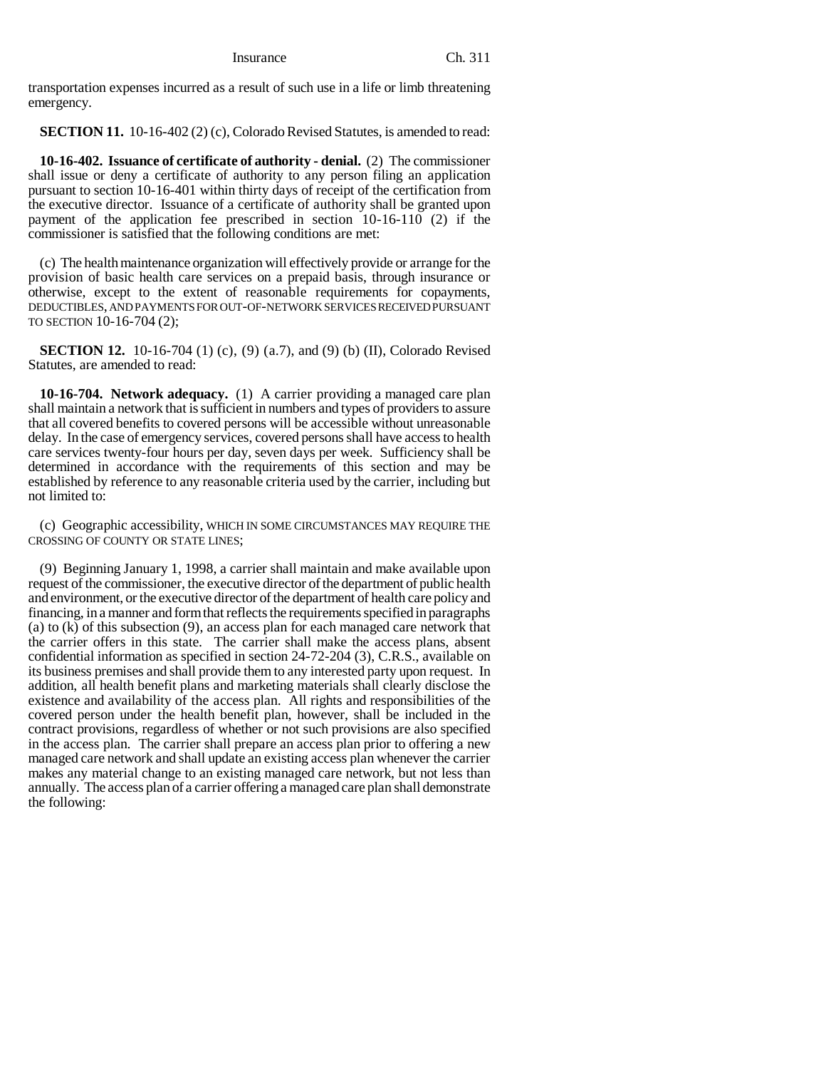transportation expenses incurred as a result of such use in a life or limb threatening emergency.

**SECTION 11.** 10-16-402 (2) (c), Colorado Revised Statutes, is amended to read:

**10-16-402. Issuance of certificate of authority - denial.** (2) The commissioner shall issue or deny a certificate of authority to any person filing an application pursuant to section 10-16-401 within thirty days of receipt of the certification from the executive director. Issuance of a certificate of authority shall be granted upon payment of the application fee prescribed in section 10-16-110 (2) if the commissioner is satisfied that the following conditions are met:

(c) The health maintenance organization will effectively provide or arrange for the provision of basic health care services on a prepaid basis, through insurance or otherwise, except to the extent of reasonable requirements for copayments, DEDUCTIBLES, AND PAYMENTS FOR OUT-OF-NETWORK SERVICES RECEIVED PURSUANT TO SECTION 10-16-704 (2);

**SECTION 12.** 10-16-704 (1) (c), (9) (a.7), and (9) (b) (II), Colorado Revised Statutes, are amended to read:

**10-16-704. Network adequacy.** (1) A carrier providing a managed care plan shall maintain a network that is sufficient in numbers and types of providers to assure that all covered benefits to covered persons will be accessible without unreasonable delay. In the case of emergency services, covered persons shall have access to health care services twenty-four hours per day, seven days per week. Sufficiency shall be determined in accordance with the requirements of this section and may be established by reference to any reasonable criteria used by the carrier, including but not limited to:

(c) Geographic accessibility, WHICH IN SOME CIRCUMSTANCES MAY REQUIRE THE CROSSING OF COUNTY OR STATE LINES;

(9) Beginning January 1, 1998, a carrier shall maintain and make available upon request of the commissioner, the executive director of the department of public health and environment, or the executive director of the department of health care policy and financing, in a manner and form that reflects the requirements specified in paragraphs (a) to (k) of this subsection (9), an access plan for each managed care network that the carrier offers in this state. The carrier shall make the access plans, absent confidential information as specified in section 24-72-204 (3), C.R.S., available on its business premises and shall provide them to any interested party upon request. In addition, all health benefit plans and marketing materials shall clearly disclose the existence and availability of the access plan. All rights and responsibilities of the covered person under the health benefit plan, however, shall be included in the contract provisions, regardless of whether or not such provisions are also specified in the access plan. The carrier shall prepare an access plan prior to offering a new managed care network and shall update an existing access plan whenever the carrier makes any material change to an existing managed care network, but not less than annually. The access plan of a carrier offering a managed care plan shall demonstrate the following: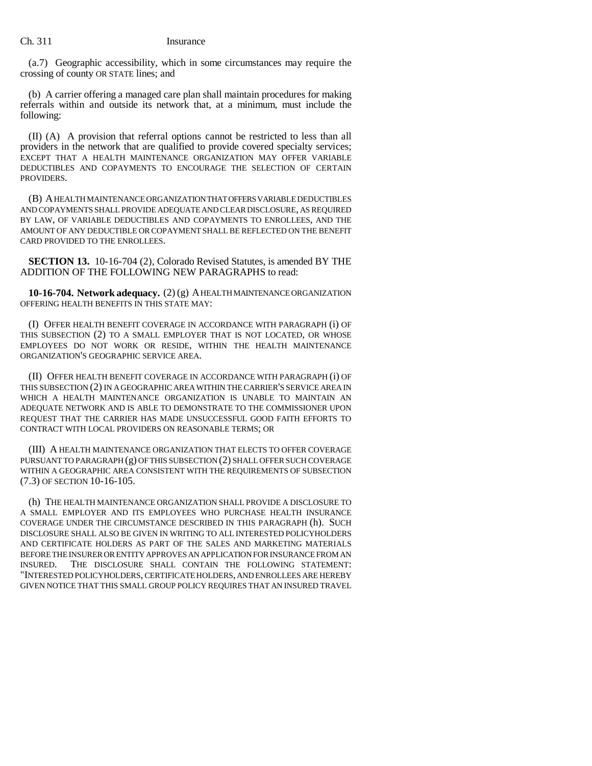(a.7) Geographic accessibility, which in some circumstances may require the crossing of county OR STATE lines; and

(b) A carrier offering a managed care plan shall maintain procedures for making referrals within and outside its network that, at a minimum, must include the following:

(II) (A) A provision that referral options cannot be restricted to less than all providers in the network that are qualified to provide covered specialty services; EXCEPT THAT A HEALTH MAINTENANCE ORGANIZATION MAY OFFER VARIABLE DEDUCTIBLES AND COPAYMENTS TO ENCOURAGE THE SELECTION OF CERTAIN PROVIDERS.

(B) A HEALTH MAINTENANCE ORGANIZATION THAT OFFERS VARIABLE DEDUCTIBLES AND COPAYMENTS SHALL PROVIDE ADEQUATE AND CLEAR DISCLOSURE, AS REQUIRED BY LAW, OF VARIABLE DEDUCTIBLES AND COPAYMENTS TO ENROLLEES, AND THE AMOUNT OF ANY DEDUCTIBLE OR COPAYMENT SHALL BE REFLECTED ON THE BENEFIT CARD PROVIDED TO THE ENROLLEES.

**SECTION 13.** 10-16-704 (2), Colorado Revised Statutes, is amended BY THE ADDITION OF THE FOLLOWING NEW PARAGRAPHS to read:

**10-16-704. Network adequacy.** (2) (g) A HEALTH MAINTENANCE ORGANIZATION OFFERING HEALTH BENEFITS IN THIS STATE MAY:

(I) OFFER HEALTH BENEFIT COVERAGE IN ACCORDANCE WITH PARAGRAPH (i) OF THIS SUBSECTION (2) TO A SMALL EMPLOYER THAT IS NOT LOCATED, OR WHOSE EMPLOYEES DO NOT WORK OR RESIDE, WITHIN THE HEALTH MAINTENANCE ORGANIZATION'S GEOGRAPHIC SERVICE AREA.

(II) OFFER HEALTH BENEFIT COVERAGE IN ACCORDANCE WITH PARAGRAPH (i) OF THIS SUBSECTION (2) IN A GEOGRAPHIC AREA WITHIN THE CARRIER'S SERVICE AREA IN WHICH A HEALTH MAINTENANCE ORGANIZATION IS UNABLE TO MAINTAIN AN ADEQUATE NETWORK AND IS ABLE TO DEMONSTRATE TO THE COMMISSIONER UPON REQUEST THAT THE CARRIER HAS MADE UNSUCCESSFUL GOOD FAITH EFFORTS TO CONTRACT WITH LOCAL PROVIDERS ON REASONABLE TERMS; OR

(III) A HEALTH MAINTENANCE ORGANIZATION THAT ELECTS TO OFFER COVERAGE PURSUANT TO PARAGRAPH (g) OF THIS SUBSECTION (2) SHALL OFFER SUCH COVERAGE WITHIN A GEOGRAPHIC AREA CONSISTENT WITH THE REQUIREMENTS OF SUBSECTION (7.3) OF SECTION 10-16-105.

(h) THE HEALTH MAINTENANCE ORGANIZATION SHALL PROVIDE A DISCLOSURE TO A SMALL EMPLOYER AND ITS EMPLOYEES WHO PURCHASE HEALTH INSURANCE COVERAGE UNDER THE CIRCUMSTANCE DESCRIBED IN THIS PARAGRAPH (h). SUCH DISCLOSURE SHALL ALSO BE GIVEN IN WRITING TO ALL INTERESTED POLICYHOLDERS AND CERTIFICATE HOLDERS AS PART OF THE SALES AND MARKETING MATERIALS BEFORE THE INSURER OR ENTITY APPROVES AN APPLICATION FOR INSURANCE FROM AN INSURED. THE DISCLOSURE SHALL CONTAIN THE FOLLOWING STATEMENT: "INTERESTED POLICYHOLDERS, CERTIFICATE HOLDERS, AND ENROLLEES ARE HEREBY GIVEN NOTICE THAT THIS SMALL GROUP POLICY REQUIRES THAT AN INSURED TRAVEL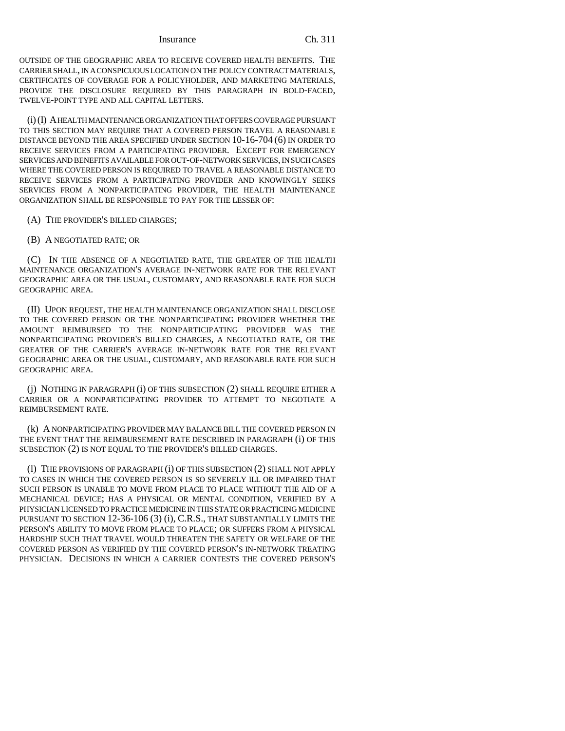OUTSIDE OF THE GEOGRAPHIC AREA TO RECEIVE COVERED HEALTH BENEFITS. THE CARRIER SHALL, IN A CONSPICUOUS LOCATION ON THE POLICY CONTRACT MATERIALS, CERTIFICATES OF COVERAGE FOR A POLICYHOLDER, AND MARKETING MATERIALS, PROVIDE THE DISCLOSURE REQUIRED BY THIS PARAGRAPH IN BOLD-FACED, TWELVE-POINT TYPE AND ALL CAPITAL LETTERS.

(i) (I) A HEALTH MAINTENANCE ORGANIZATION THAT OFFERS COVERAGE PURSUANT TO THIS SECTION MAY REQUIRE THAT A COVERED PERSON TRAVEL A REASONABLE DISTANCE BEYOND THE AREA SPECIFIED UNDER SECTION 10-16-704 (6) IN ORDER TO RECEIVE SERVICES FROM A PARTICIPATING PROVIDER. EXCEPT FOR EMERGENCY SERVICES AND BENEFITS AVAILABLE FOR OUT-OF-NETWORK SERVICES, IN SUCH CASES WHERE THE COVERED PERSON IS REQUIRED TO TRAVEL A REASONABLE DISTANCE TO RECEIVE SERVICES FROM A PARTICIPATING PROVIDER AND KNOWINGLY SEEKS SERVICES FROM A NONPARTICIPATING PROVIDER, THE HEALTH MAINTENANCE ORGANIZATION SHALL BE RESPONSIBLE TO PAY FOR THE LESSER OF:

(A) THE PROVIDER'S BILLED CHARGES;

(B) A NEGOTIATED RATE; OR

(C) IN THE ABSENCE OF A NEGOTIATED RATE, THE GREATER OF THE HEALTH MAINTENANCE ORGANIZATION'S AVERAGE IN-NETWORK RATE FOR THE RELEVANT GEOGRAPHIC AREA OR THE USUAL, CUSTOMARY, AND REASONABLE RATE FOR SUCH GEOGRAPHIC AREA.

(II) UPON REQUEST, THE HEALTH MAINTENANCE ORGANIZATION SHALL DISCLOSE TO THE COVERED PERSON OR THE NONPARTICIPATING PROVIDER WHETHER THE AMOUNT REIMBURSED TO THE NONPARTICIPATING PROVIDER WAS THE NONPARTICIPATING PROVIDER'S BILLED CHARGES, A NEGOTIATED RATE, OR THE GREATER OF THE CARRIER'S AVERAGE IN-NETWORK RATE FOR THE RELEVANT GEOGRAPHIC AREA OR THE USUAL, CUSTOMARY, AND REASONABLE RATE FOR SUCH GEOGRAPHIC AREA.

(j) NOTHING IN PARAGRAPH (i) OF THIS SUBSECTION (2) SHALL REQUIRE EITHER A CARRIER OR A NONPARTICIPATING PROVIDER TO ATTEMPT TO NEGOTIATE A REIMBURSEMENT RATE.

(k) A NONPARTICIPATING PROVIDER MAY BALANCE BILL THE COVERED PERSON IN THE EVENT THAT THE REIMBURSEMENT RATE DESCRIBED IN PARAGRAPH (i) OF THIS SUBSECTION (2) IS NOT EQUAL TO THE PROVIDER'S BILLED CHARGES.

(l) THE PROVISIONS OF PARAGRAPH (i) OF THIS SUBSECTION (2) SHALL NOT APPLY TO CASES IN WHICH THE COVERED PERSON IS SO SEVERELY ILL OR IMPAIRED THAT SUCH PERSON IS UNABLE TO MOVE FROM PLACE TO PLACE WITHOUT THE AID OF A MECHANICAL DEVICE; HAS A PHYSICAL OR MENTAL CONDITION, VERIFIED BY A PHYSICIAN LICENSED TO PRACTICE MEDICINE IN THIS STATE OR PRACTICING MEDICINE PURSUANT TO SECTION 12-36-106 (3) (i), C.R.S., THAT SUBSTANTIALLY LIMITS THE PERSON'S ABILITY TO MOVE FROM PLACE TO PLACE; OR SUFFERS FROM A PHYSICAL HARDSHIP SUCH THAT TRAVEL WOULD THREATEN THE SAFETY OR WELFARE OF THE COVERED PERSON AS VERIFIED BY THE COVERED PERSON'S IN-NETWORK TREATING PHYSICIAN. DECISIONS IN WHICH A CARRIER CONTESTS THE COVERED PERSON'S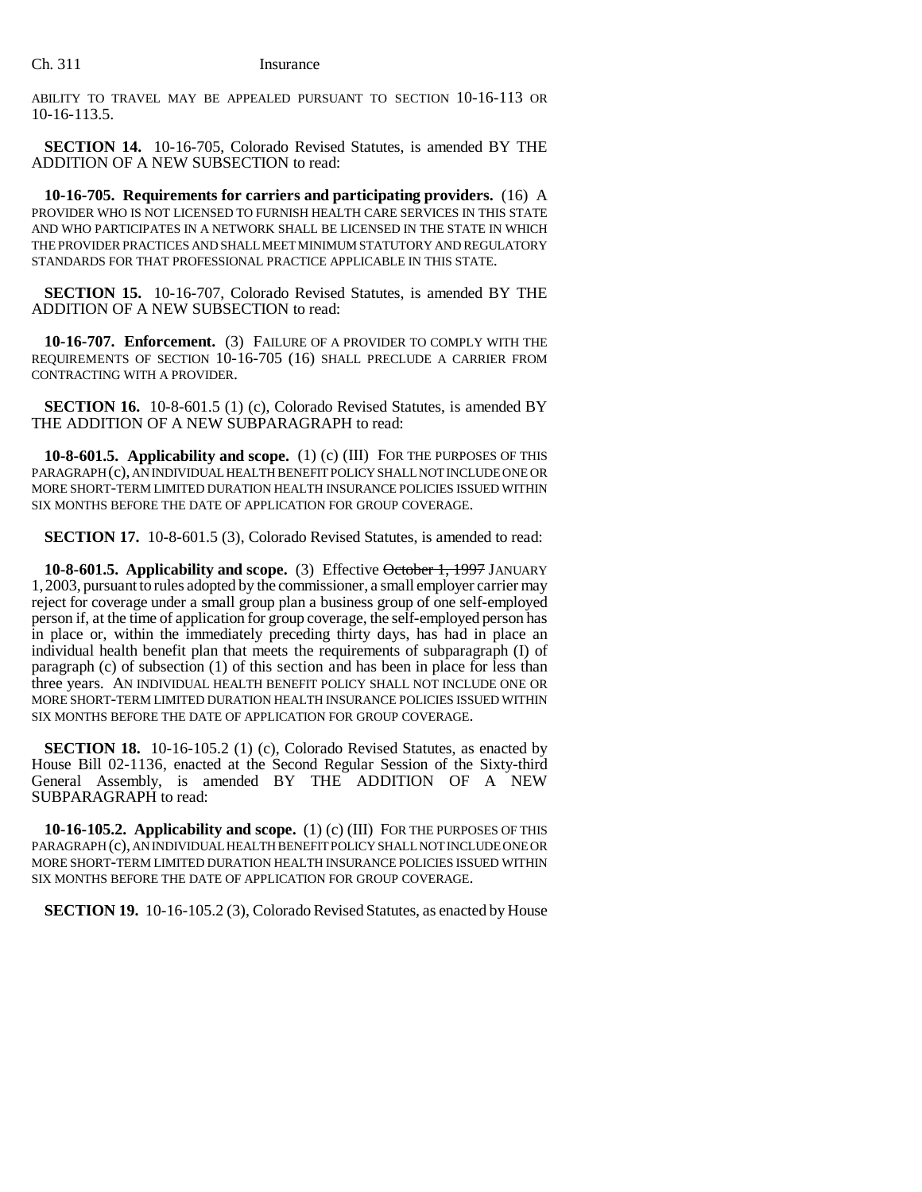ABILITY TO TRAVEL MAY BE APPEALED PURSUANT TO SECTION 10-16-113 OR 10-16-113.5.

**SECTION 14.** 10-16-705, Colorado Revised Statutes, is amended BY THE ADDITION OF A NEW SUBSECTION to read:

**10-16-705. Requirements for carriers and participating providers.** (16) A PROVIDER WHO IS NOT LICENSED TO FURNISH HEALTH CARE SERVICES IN THIS STATE AND WHO PARTICIPATES IN A NETWORK SHALL BE LICENSED IN THE STATE IN WHICH THE PROVIDER PRACTICES AND SHALL MEET MINIMUM STATUTORY AND REGULATORY STANDARDS FOR THAT PROFESSIONAL PRACTICE APPLICABLE IN THIS STATE.

**SECTION 15.** 10-16-707, Colorado Revised Statutes, is amended BY THE ADDITION OF A NEW SUBSECTION to read:

**10-16-707. Enforcement.** (3) FAILURE OF A PROVIDER TO COMPLY WITH THE REQUIREMENTS OF SECTION 10-16-705 (16) SHALL PRECLUDE A CARRIER FROM CONTRACTING WITH A PROVIDER.

**SECTION 16.** 10-8-601.5 (1) (c), Colorado Revised Statutes, is amended BY THE ADDITION OF A NEW SUBPARAGRAPH to read:

**10-8-601.5. Applicability and scope.** (1) (c) (III) FOR THE PURPOSES OF THIS PARAGRAPH (c), AN INDIVIDUAL HEALTH BENEFIT POLICY SHALL NOT INCLUDE ONE OR MORE SHORT-TERM LIMITED DURATION HEALTH INSURANCE POLICIES ISSUED WITHIN SIX MONTHS BEFORE THE DATE OF APPLICATION FOR GROUP COVERAGE.

**SECTION 17.** 10-8-601.5 (3), Colorado Revised Statutes, is amended to read:

**10-8-601.5. Applicability and scope.** (3) Effective ~~October 1, 1997~~ JANUARY 1, 2003, pursuant to rules adopted by the commissioner, a small employer carrier may reject for coverage under a small group plan a business group of one self-employed person if, at the time of application for group coverage, the self-employed person has in place or, within the immediately preceding thirty days, has had in place an individual health benefit plan that meets the requirements of subparagraph (I) of paragraph (c) of subsection (1) of this section and has been in place for less than three years. AN INDIVIDUAL HEALTH BENEFIT POLICY SHALL NOT INCLUDE ONE OR MORE SHORT-TERM LIMITED DURATION HEALTH INSURANCE POLICIES ISSUED WITHIN SIX MONTHS BEFORE THE DATE OF APPLICATION FOR GROUP COVERAGE.

**SECTION 18.** 10-16-105.2 (1) (c), Colorado Revised Statutes, as enacted by House Bill 02-1136, enacted at the Second Regular Session of the Sixty-third General Assembly, is amended BY THE ADDITION OF A NEW SUBPARAGRAPH to read:

**10-16-105.2. Applicability and scope.** (1) (c) (III) FOR THE PURPOSES OF THIS PARAGRAPH (c), AN INDIVIDUAL HEALTH BENEFIT POLICY SHALL NOT INCLUDE ONE OR MORE SHORT-TERM LIMITED DURATION HEALTH INSURANCE POLICIES ISSUED WITHIN SIX MONTHS BEFORE THE DATE OF APPLICATION FOR GROUP COVERAGE.

**SECTION 19.** 10-16-105.2 (3), Colorado Revised Statutes, as enacted by House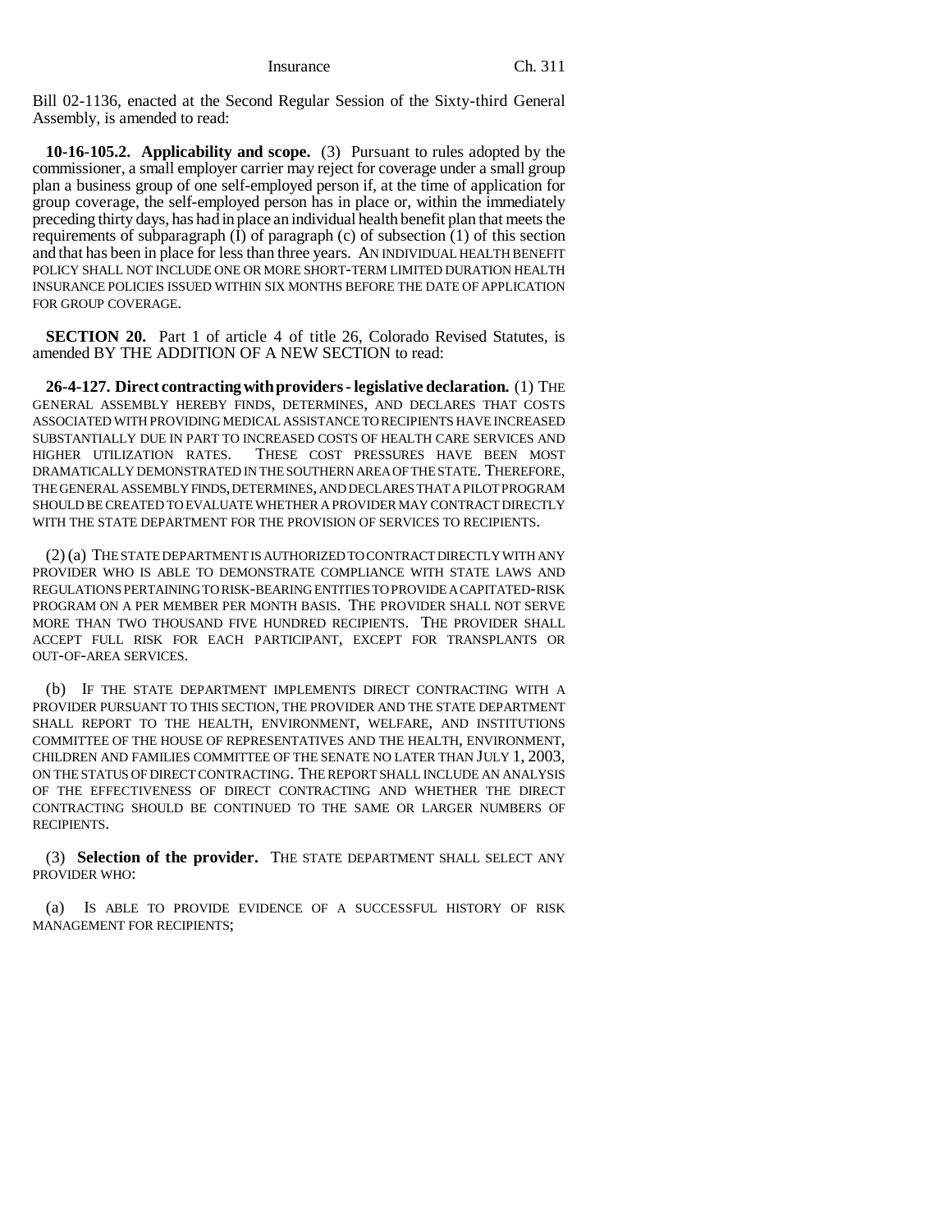Bill 02-1136, enacted at the Second Regular Session of the Sixty-third General Assembly, is amended to read:

**10-16-105.2. Applicability and scope.** (3) Pursuant to rules adopted by the commissioner, a small employer carrier may reject for coverage under a small group plan a business group of one self-employed person if, at the time of application for group coverage, the self-employed person has in place or, within the immediately preceding thirty days, has had in place an individual health benefit plan that meets the requirements of subparagraph (I) of paragraph (c) of subsection (1) of this section and that has been in place for less than three years. AN INDIVIDUAL HEALTH BENEFIT POLICY SHALL NOT INCLUDE ONE OR MORE SHORT-TERM LIMITED DURATION HEALTH INSURANCE POLICIES ISSUED WITHIN SIX MONTHS BEFORE THE DATE OF APPLICATION FOR GROUP COVERAGE.

**SECTION 20.** Part 1 of article 4 of title 26, Colorado Revised Statutes, is amended BY THE ADDITION OF A NEW SECTION to read:

**26-4-127. Direct contracting with providers - legislative declaration.** (1) THE GENERAL ASSEMBLY HEREBY FINDS, DETERMINES, AND DECLARES THAT COSTS ASSOCIATED WITH PROVIDING MEDICAL ASSISTANCE TO RECIPIENTS HAVE INCREASED SUBSTANTIALLY DUE IN PART TO INCREASED COSTS OF HEALTH CARE SERVICES AND HIGHER UTILIZATION RATES. THESE COST PRESSURES HAVE BEEN MOST DRAMATICALLY DEMONSTRATED IN THE SOUTHERN AREA OF THE STATE. THEREFORE, THE GENERAL ASSEMBLY FINDS, DETERMINES, AND DECLARES THAT A PILOT PROGRAM SHOULD BE CREATED TO EVALUATE WHETHER A PROVIDER MAY CONTRACT DIRECTLY WITH THE STATE DEPARTMENT FOR THE PROVISION OF SERVICES TO RECIPIENTS.

(2) (a) THE STATE DEPARTMENT IS AUTHORIZED TO CONTRACT DIRECTLY WITH ANY PROVIDER WHO IS ABLE TO DEMONSTRATE COMPLIANCE WITH STATE LAWS AND REGULATIONS PERTAINING TO RISK-BEARING ENTITIES TO PROVIDE A CAPITATED-RISK PROGRAM ON A PER MEMBER PER MONTH BASIS. THE PROVIDER SHALL NOT SERVE MORE THAN TWO THOUSAND FIVE HUNDRED RECIPIENTS. THE PROVIDER SHALL ACCEPT FULL RISK FOR EACH PARTICIPANT, EXCEPT FOR TRANSPLANTS OR OUT-OF-AREA SERVICES.

(b) IF THE STATE DEPARTMENT IMPLEMENTS DIRECT CONTRACTING WITH A PROVIDER PURSUANT TO THIS SECTION, THE PROVIDER AND THE STATE DEPARTMENT SHALL REPORT TO THE HEALTH, ENVIRONMENT, WELFARE, AND INSTITUTIONS COMMITTEE OF THE HOUSE OF REPRESENTATIVES AND THE HEALTH, ENVIRONMENT, CHILDREN AND FAMILIES COMMITTEE OF THE SENATE NO LATER THAN JULY 1, 2003, ON THE STATUS OF DIRECT CONTRACTING. THE REPORT SHALL INCLUDE AN ANALYSIS OF THE EFFECTIVENESS OF DIRECT CONTRACTING AND WHETHER THE DIRECT CONTRACTING SHOULD BE CONTINUED TO THE SAME OR LARGER NUMBERS OF RECIPIENTS.

(3) **Selection of the provider.** THE STATE DEPARTMENT SHALL SELECT ANY PROVIDER WHO:

(a) IS ABLE TO PROVIDE EVIDENCE OF A SUCCESSFUL HISTORY OF RISK MANAGEMENT FOR RECIPIENTS;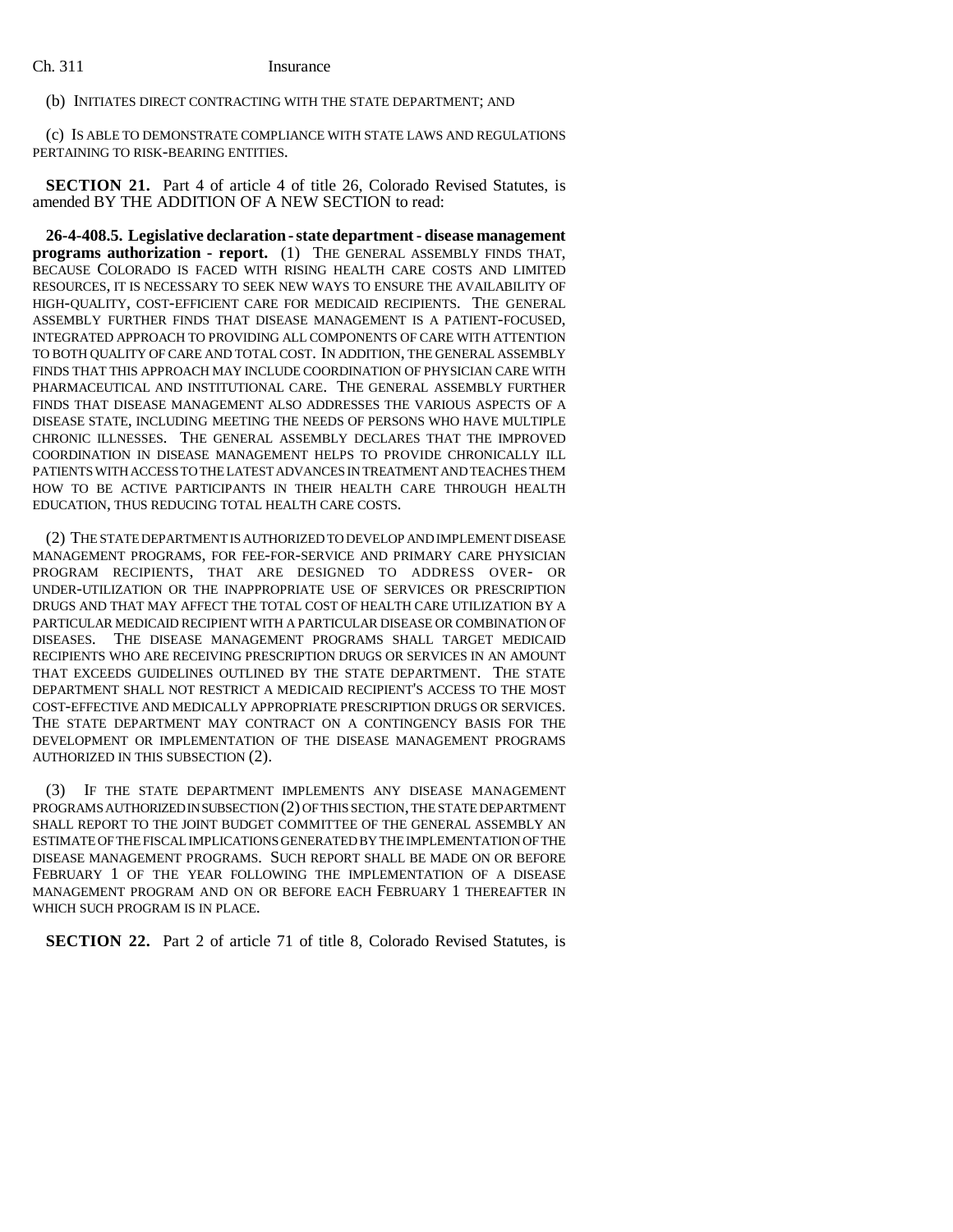(b) INITIATES DIRECT CONTRACTING WITH THE STATE DEPARTMENT; AND

(c) IS ABLE TO DEMONSTRATE COMPLIANCE WITH STATE LAWS AND REGULATIONS PERTAINING TO RISK-BEARING ENTITIES.

**SECTION 21.** Part 4 of article 4 of title 26, Colorado Revised Statutes, is amended BY THE ADDITION OF A NEW SECTION to read:

**26-4-408.5. Legislative declaration - state department - disease management programs authorization - report.** (1) THE GENERAL ASSEMBLY FINDS THAT, BECAUSE COLORADO IS FACED WITH RISING HEALTH CARE COSTS AND LIMITED RESOURCES, IT IS NECESSARY TO SEEK NEW WAYS TO ENSURE THE AVAILABILITY OF HIGH-QUALITY, COST-EFFICIENT CARE FOR MEDICAID RECIPIENTS. THE GENERAL ASSEMBLY FURTHER FINDS THAT DISEASE MANAGEMENT IS A PATIENT-FOCUSED, INTEGRATED APPROACH TO PROVIDING ALL COMPONENTS OF CARE WITH ATTENTION TO BOTH QUALITY OF CARE AND TOTAL COST. IN ADDITION, THE GENERAL ASSEMBLY FINDS THAT THIS APPROACH MAY INCLUDE COORDINATION OF PHYSICIAN CARE WITH PHARMACEUTICAL AND INSTITUTIONAL CARE. THE GENERAL ASSEMBLY FURTHER FINDS THAT DISEASE MANAGEMENT ALSO ADDRESSES THE VARIOUS ASPECTS OF A DISEASE STATE, INCLUDING MEETING THE NEEDS OF PERSONS WHO HAVE MULTIPLE CHRONIC ILLNESSES. THE GENERAL ASSEMBLY DECLARES THAT THE IMPROVED COORDINATION IN DISEASE MANAGEMENT HELPS TO PROVIDE CHRONICALLY ILL PATIENTS WITH ACCESS TO THE LATEST ADVANCES IN TREATMENT AND TEACHES THEM HOW TO BE ACTIVE PARTICIPANTS IN THEIR HEALTH CARE THROUGH HEALTH EDUCATION, THUS REDUCING TOTAL HEALTH CARE COSTS.

(2) THE STATE DEPARTMENT IS AUTHORIZED TO DEVELOP AND IMPLEMENT DISEASE MANAGEMENT PROGRAMS, FOR FEE-FOR-SERVICE AND PRIMARY CARE PHYSICIAN PROGRAM RECIPIENTS, THAT ARE DESIGNED TO ADDRESS OVER- OR UNDER-UTILIZATION OR THE INAPPROPRIATE USE OF SERVICES OR PRESCRIPTION DRUGS AND THAT MAY AFFECT THE TOTAL COST OF HEALTH CARE UTILIZATION BY A PARTICULAR MEDICAID RECIPIENT WITH A PARTICULAR DISEASE OR COMBINATION OF DISEASES. THE DISEASE MANAGEMENT PROGRAMS SHALL TARGET MEDICAID RECIPIENTS WHO ARE RECEIVING PRESCRIPTION DRUGS OR SERVICES IN AN AMOUNT THAT EXCEEDS GUIDELINES OUTLINED BY THE STATE DEPARTMENT. THE STATE DEPARTMENT SHALL NOT RESTRICT A MEDICAID RECIPIENT'S ACCESS TO THE MOST COST-EFFECTIVE AND MEDICALLY APPROPRIATE PRESCRIPTION DRUGS OR SERVICES. THE STATE DEPARTMENT MAY CONTRACT ON A CONTINGENCY BASIS FOR THE DEVELOPMENT OR IMPLEMENTATION OF THE DISEASE MANAGEMENT PROGRAMS AUTHORIZED IN THIS SUBSECTION (2).

(3) IF THE STATE DEPARTMENT IMPLEMENTS ANY DISEASE MANAGEMENT PROGRAMS AUTHORIZED IN SUBSECTION (2) OF THIS SECTION, THE STATE DEPARTMENT SHALL REPORT TO THE JOINT BUDGET COMMITTEE OF THE GENERAL ASSEMBLY AN ESTIMATE OF THE FISCAL IMPLICATIONS GENERATED BY THE IMPLEMENTATION OF THE DISEASE MANAGEMENT PROGRAMS. SUCH REPORT SHALL BE MADE ON OR BEFORE FEBRUARY 1 OF THE YEAR FOLLOWING THE IMPLEMENTATION OF A DISEASE MANAGEMENT PROGRAM AND ON OR BEFORE EACH FEBRUARY 1 THEREAFTER IN WHICH SUCH PROGRAM IS IN PLACE.

**SECTION 22.** Part 2 of article 71 of title 8, Colorado Revised Statutes, is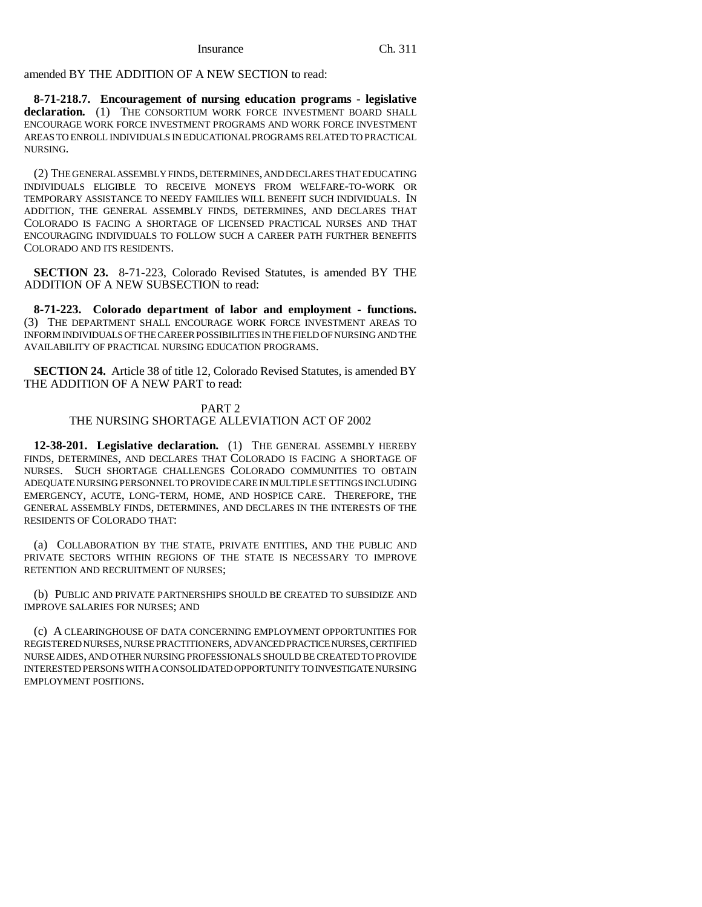amended BY THE ADDITION OF A NEW SECTION to read:

**8-71-218.7. Encouragement of nursing education programs - legislative declaration.** (1) THE CONSORTIUM WORK FORCE INVESTMENT BOARD SHALL ENCOURAGE WORK FORCE INVESTMENT PROGRAMS AND WORK FORCE INVESTMENT AREAS TO ENROLL INDIVIDUALS IN EDUCATIONAL PROGRAMS RELATED TO PRACTICAL NURSING.

(2) THE GENERAL ASSEMBLY FINDS, DETERMINES, AND DECLARES THAT EDUCATING INDIVIDUALS ELIGIBLE TO RECEIVE MONEYS FROM WELFARE-TO-WORK OR TEMPORARY ASSISTANCE TO NEEDY FAMILIES WILL BENEFIT SUCH INDIVIDUALS. IN ADDITION, THE GENERAL ASSEMBLY FINDS, DETERMINES, AND DECLARES THAT COLORADO IS FACING A SHORTAGE OF LICENSED PRACTICAL NURSES AND THAT ENCOURAGING INDIVIDUALS TO FOLLOW SUCH A CAREER PATH FURTHER BENEFITS COLORADO AND ITS RESIDENTS.

**SECTION 23.** 8-71-223, Colorado Revised Statutes, is amended BY THE ADDITION OF A NEW SUBSECTION to read:

**8-71-223. Colorado department of labor and employment - functions.** (3) THE DEPARTMENT SHALL ENCOURAGE WORK FORCE INVESTMENT AREAS TO INFORM INDIVIDUALS OF THE CAREER POSSIBILITIES IN THE FIELD OF NURSING AND THE AVAILABILITY OF PRACTICAL NURSING EDUCATION PROGRAMS.

**SECTION 24.** Article 38 of title 12, Colorado Revised Statutes, is amended BY THE ADDITION OF A NEW PART to read:

PART 2
THE NURSING SHORTAGE ALLEVIATION ACT OF 2002

**12-38-201. Legislative declaration.** (1) THE GENERAL ASSEMBLY HEREBY FINDS, DETERMINES, AND DECLARES THAT COLORADO IS FACING A SHORTAGE OF NURSES. SUCH SHORTAGE CHALLENGES COLORADO COMMUNITIES TO OBTAIN ADEQUATE NURSING PERSONNEL TO PROVIDE CARE IN MULTIPLE SETTINGS INCLUDING EMERGENCY, ACUTE, LONG-TERM, HOME, AND HOSPICE CARE. THEREFORE, THE GENERAL ASSEMBLY FINDS, DETERMINES, AND DECLARES IN THE INTERESTS OF THE RESIDENTS OF COLORADO THAT:

(a) COLLABORATION BY THE STATE, PRIVATE ENTITIES, AND THE PUBLIC AND PRIVATE SECTORS WITHIN REGIONS OF THE STATE IS NECESSARY TO IMPROVE RETENTION AND RECRUITMENT OF NURSES;

(b) PUBLIC AND PRIVATE PARTNERSHIPS SHOULD BE CREATED TO SUBSIDIZE AND IMPROVE SALARIES FOR NURSES; AND

(c) A CLEARINGHOUSE OF DATA CONCERNING EMPLOYMENT OPPORTUNITIES FOR REGISTERED NURSES, NURSE PRACTITIONERS, ADVANCED PRACTICE NURSES, CERTIFIED NURSE AIDES, AND OTHER NURSING PROFESSIONALS SHOULD BE CREATED TO PROVIDE INTERESTED PERSONS WITH A CONSOLIDATED OPPORTUNITY TO INVESTIGATE NURSING EMPLOYMENT POSITIONS.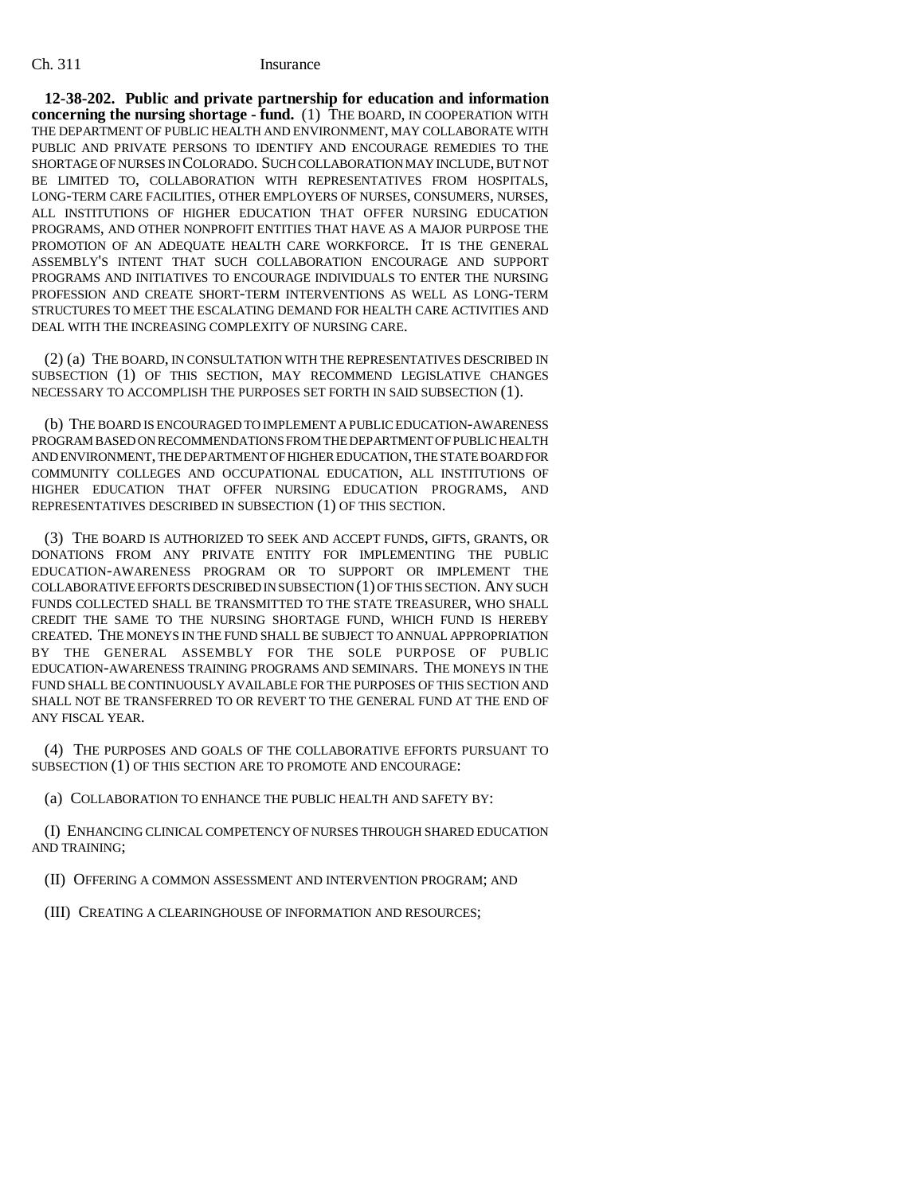**12-38-202. Public and private partnership for education and information concerning the nursing shortage - fund.** (1) THE BOARD, IN COOPERATION WITH THE DEPARTMENT OF PUBLIC HEALTH AND ENVIRONMENT, MAY COLLABORATE WITH PUBLIC AND PRIVATE PERSONS TO IDENTIFY AND ENCOURAGE REMEDIES TO THE SHORTAGE OF NURSES IN COLORADO. SUCH COLLABORATION MAY INCLUDE, BUT NOT BE LIMITED TO, COLLABORATION WITH REPRESENTATIVES FROM HOSPITALS, LONG-TERM CARE FACILITIES, OTHER EMPLOYERS OF NURSES, CONSUMERS, NURSES, ALL INSTITUTIONS OF HIGHER EDUCATION THAT OFFER NURSING EDUCATION PROGRAMS, AND OTHER NONPROFIT ENTITIES THAT HAVE AS A MAJOR PURPOSE THE PROMOTION OF AN ADEQUATE HEALTH CARE WORKFORCE. IT IS THE GENERAL ASSEMBLY'S INTENT THAT SUCH COLLABORATION ENCOURAGE AND SUPPORT PROGRAMS AND INITIATIVES TO ENCOURAGE INDIVIDUALS TO ENTER THE NURSING PROFESSION AND CREATE SHORT-TERM INTERVENTIONS AS WELL AS LONG-TERM STRUCTURES TO MEET THE ESCALATING DEMAND FOR HEALTH CARE ACTIVITIES AND DEAL WITH THE INCREASING COMPLEXITY OF NURSING CARE.

(2) (a) THE BOARD, IN CONSULTATION WITH THE REPRESENTATIVES DESCRIBED IN SUBSECTION (1) OF THIS SECTION, MAY RECOMMEND LEGISLATIVE CHANGES NECESSARY TO ACCOMPLISH THE PURPOSES SET FORTH IN SAID SUBSECTION (1).

(b) THE BOARD IS ENCOURAGED TO IMPLEMENT A PUBLIC EDUCATION-AWARENESS PROGRAM BASED ON RECOMMENDATIONS FROM THE DEPARTMENT OF PUBLIC HEALTH AND ENVIRONMENT, THE DEPARTMENT OF HIGHER EDUCATION, THE STATE BOARD FOR COMMUNITY COLLEGES AND OCCUPATIONAL EDUCATION, ALL INSTITUTIONS OF HIGHER EDUCATION THAT OFFER NURSING EDUCATION PROGRAMS, AND REPRESENTATIVES DESCRIBED IN SUBSECTION (1) OF THIS SECTION.

(3) THE BOARD IS AUTHORIZED TO SEEK AND ACCEPT FUNDS, GIFTS, GRANTS, OR DONATIONS FROM ANY PRIVATE ENTITY FOR IMPLEMENTING THE PUBLIC EDUCATION-AWARENESS PROGRAM OR TO SUPPORT OR IMPLEMENT THE COLLABORATIVE EFFORTS DESCRIBED IN SUBSECTION (1) OF THIS SECTION. ANY SUCH FUNDS COLLECTED SHALL BE TRANSMITTED TO THE STATE TREASURER, WHO SHALL CREDIT THE SAME TO THE NURSING SHORTAGE FUND, WHICH FUND IS HEREBY CREATED. THE MONEYS IN THE FUND SHALL BE SUBJECT TO ANNUAL APPROPRIATION BY THE GENERAL ASSEMBLY FOR THE SOLE PURPOSE OF PUBLIC EDUCATION-AWARENESS TRAINING PROGRAMS AND SEMINARS. THE MONEYS IN THE FUND SHALL BE CONTINUOUSLY AVAILABLE FOR THE PURPOSES OF THIS SECTION AND SHALL NOT BE TRANSFERRED TO OR REVERT TO THE GENERAL FUND AT THE END OF ANY FISCAL YEAR.

(4) THE PURPOSES AND GOALS OF THE COLLABORATIVE EFFORTS PURSUANT TO SUBSECTION (1) OF THIS SECTION ARE TO PROMOTE AND ENCOURAGE:

(a) COLLABORATION TO ENHANCE THE PUBLIC HEALTH AND SAFETY BY:

(I) ENHANCING CLINICAL COMPETENCY OF NURSES THROUGH SHARED EDUCATION AND TRAINING;

(II) OFFERING A COMMON ASSESSMENT AND INTERVENTION PROGRAM; AND

(III) CREATING A CLEARINGHOUSE OF INFORMATION AND RESOURCES;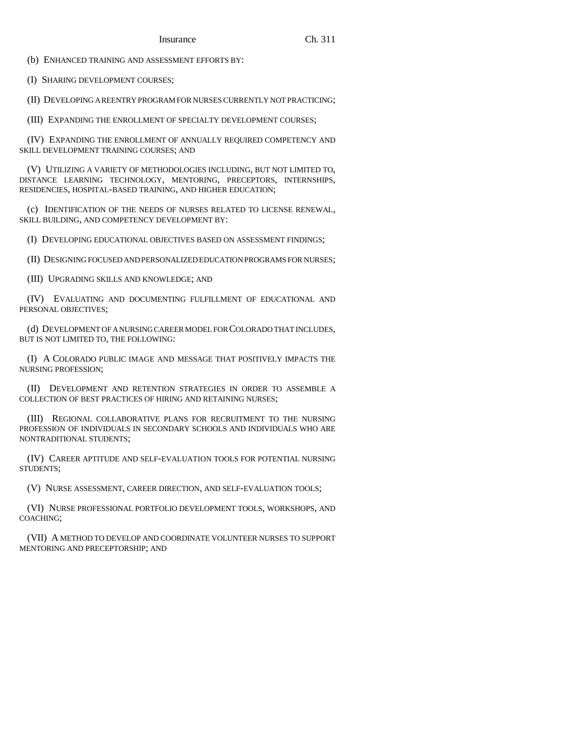(b) ENHANCED TRAINING AND ASSESSMENT EFFORTS BY:

(I) SHARING DEVELOPMENT COURSES;

(II) DEVELOPING A REENTRY PROGRAM FOR NURSES CURRENTLY NOT PRACTICING;

(III) EXPANDING THE ENROLLMENT OF SPECIALTY DEVELOPMENT COURSES;

(IV) EXPANDING THE ENROLLMENT OF ANNUALLY REQUIRED COMPETENCY AND SKILL DEVELOPMENT TRAINING COURSES; AND

(V) UTILIZING A VARIETY OF METHODOLOGIES INCLUDING, BUT NOT LIMITED TO, DISTANCE LEARNING TECHNOLOGY, MENTORING, PRECEPTORS, INTERNSHIPS, RESIDENCIES, HOSPITAL-BASED TRAINING, AND HIGHER EDUCATION;

(c) IDENTIFICATION OF THE NEEDS OF NURSES RELATED TO LICENSE RENEWAL, SKILL BUILDING, AND COMPETENCY DEVELOPMENT BY:

(I) DEVELOPING EDUCATIONAL OBJECTIVES BASED ON ASSESSMENT FINDINGS;

(II) DESIGNING FOCUSED AND PERSONALIZED EDUCATION PROGRAMS FOR NURSES;

(III) UPGRADING SKILLS AND KNOWLEDGE; AND

(IV) EVALUATING AND DOCUMENTING FULFILLMENT OF EDUCATIONAL AND PERSONAL OBJECTIVES;

(d) DEVELOPMENT OF A NURSING CAREER MODEL FOR COLORADO THAT INCLUDES, BUT IS NOT LIMITED TO, THE FOLLOWING:

(I) A COLORADO PUBLIC IMAGE AND MESSAGE THAT POSITIVELY IMPACTS THE NURSING PROFESSION;

(II) DEVELOPMENT AND RETENTION STRATEGIES IN ORDER TO ASSEMBLE A COLLECTION OF BEST PRACTICES OF HIRING AND RETAINING NURSES;

(III) REGIONAL COLLABORATIVE PLANS FOR RECRUITMENT TO THE NURSING PROFESSION OF INDIVIDUALS IN SECONDARY SCHOOLS AND INDIVIDUALS WHO ARE NONTRADITIONAL STUDENTS;

(IV) CAREER APTITUDE AND SELF-EVALUATION TOOLS FOR POTENTIAL NURSING STUDENTS;

(V) NURSE ASSESSMENT, CAREER DIRECTION, AND SELF-EVALUATION TOOLS;

(VI) NURSE PROFESSIONAL PORTFOLIO DEVELOPMENT TOOLS, WORKSHOPS, AND COACHING;

(VII) A METHOD TO DEVELOP AND COORDINATE VOLUNTEER NURSES TO SUPPORT MENTORING AND PRECEPTORSHIP; AND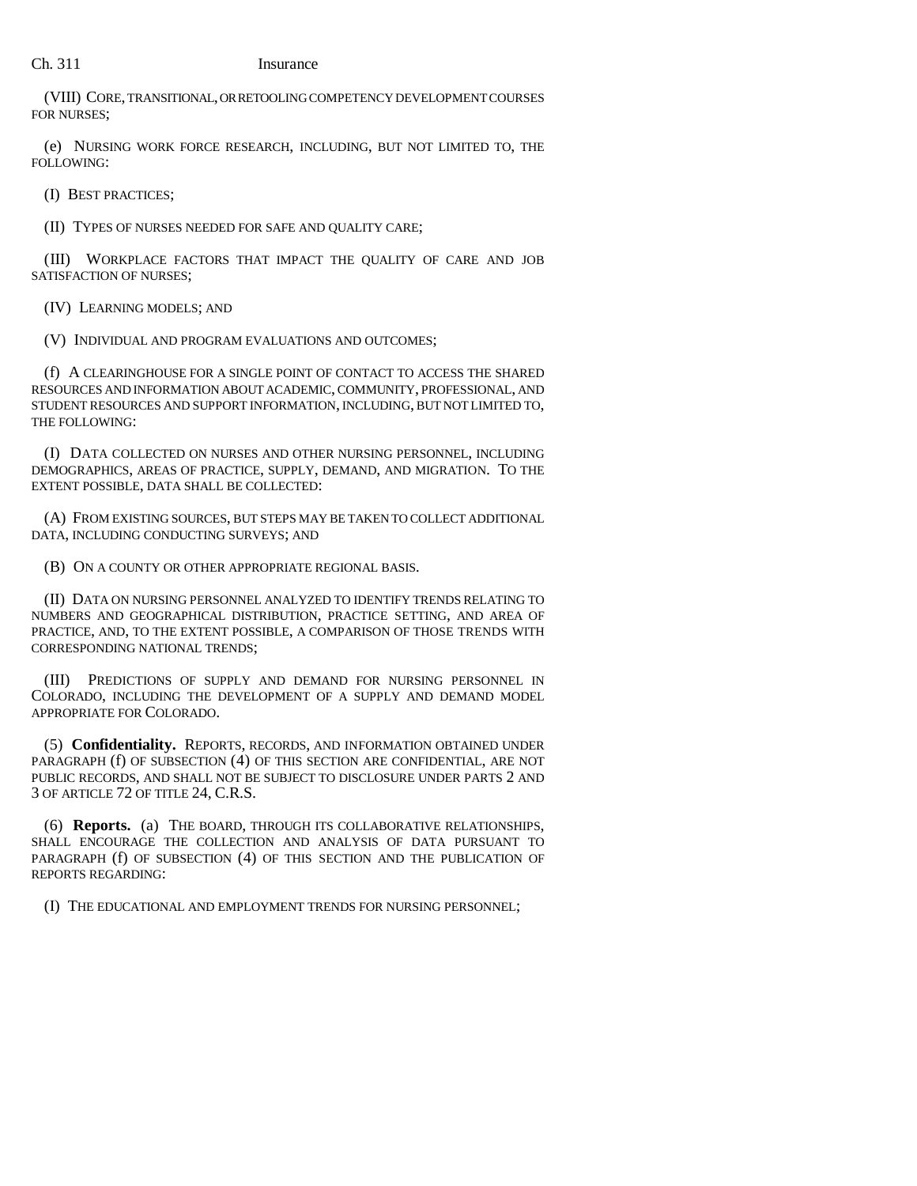(VIII) CORE, TRANSITIONAL, OR RETOOLING COMPETENCY DEVELOPMENT COURSES FOR NURSES;

(e) NURSING WORK FORCE RESEARCH, INCLUDING, BUT NOT LIMITED TO, THE FOLLOWING:

(I) BEST PRACTICES;

(II) TYPES OF NURSES NEEDED FOR SAFE AND QUALITY CARE;

(III) WORKPLACE FACTORS THAT IMPACT THE QUALITY OF CARE AND JOB SATISFACTION OF NURSES;

(IV) LEARNING MODELS; AND

(V) INDIVIDUAL AND PROGRAM EVALUATIONS AND OUTCOMES;

(f) A CLEARINGHOUSE FOR A SINGLE POINT OF CONTACT TO ACCESS THE SHARED RESOURCES AND INFORMATION ABOUT ACADEMIC, COMMUNITY, PROFESSIONAL, AND STUDENT RESOURCES AND SUPPORT INFORMATION, INCLUDING, BUT NOT LIMITED TO, THE FOLLOWING:

(I) DATA COLLECTED ON NURSES AND OTHER NURSING PERSONNEL, INCLUDING DEMOGRAPHICS, AREAS OF PRACTICE, SUPPLY, DEMAND, AND MIGRATION. TO THE EXTENT POSSIBLE, DATA SHALL BE COLLECTED:

(A) FROM EXISTING SOURCES, BUT STEPS MAY BE TAKEN TO COLLECT ADDITIONAL DATA, INCLUDING CONDUCTING SURVEYS; AND

(B) ON A COUNTY OR OTHER APPROPRIATE REGIONAL BASIS.

(II) DATA ON NURSING PERSONNEL ANALYZED TO IDENTIFY TRENDS RELATING TO NUMBERS AND GEOGRAPHICAL DISTRIBUTION, PRACTICE SETTING, AND AREA OF PRACTICE, AND, TO THE EXTENT POSSIBLE, A COMPARISON OF THOSE TRENDS WITH CORRESPONDING NATIONAL TRENDS;

(III) PREDICTIONS OF SUPPLY AND DEMAND FOR NURSING PERSONNEL IN COLORADO, INCLUDING THE DEVELOPMENT OF A SUPPLY AND DEMAND MODEL APPROPRIATE FOR COLORADO.

(5) **Confidentiality.** REPORTS, RECORDS, AND INFORMATION OBTAINED UNDER PARAGRAPH (f) OF SUBSECTION (4) OF THIS SECTION ARE CONFIDENTIAL, ARE NOT PUBLIC RECORDS, AND SHALL NOT BE SUBJECT TO DISCLOSURE UNDER PARTS 2 AND 3 OF ARTICLE 72 OF TITLE 24, C.R.S.

(6) **Reports.** (a) THE BOARD, THROUGH ITS COLLABORATIVE RELATIONSHIPS, SHALL ENCOURAGE THE COLLECTION AND ANALYSIS OF DATA PURSUANT TO PARAGRAPH (f) OF SUBSECTION (4) OF THIS SECTION AND THE PUBLICATION OF REPORTS REGARDING:

(I) THE EDUCATIONAL AND EMPLOYMENT TRENDS FOR NURSING PERSONNEL;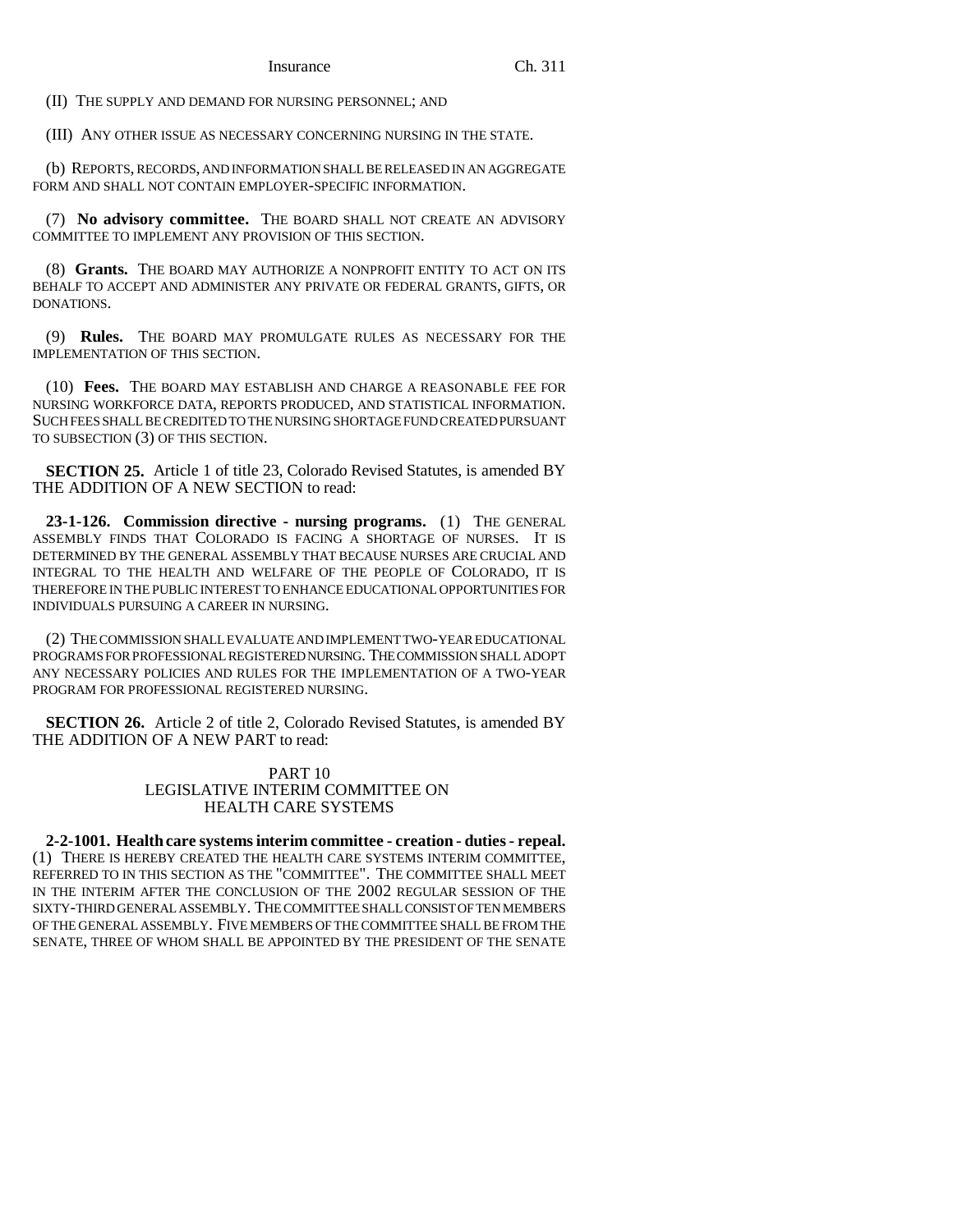(II) THE SUPPLY AND DEMAND FOR NURSING PERSONNEL; AND

(III) ANY OTHER ISSUE AS NECESSARY CONCERNING NURSING IN THE STATE.

(b) REPORTS, RECORDS, AND INFORMATION SHALL BE RELEASED IN AN AGGREGATE FORM AND SHALL NOT CONTAIN EMPLOYER-SPECIFIC INFORMATION.

(7) **No advisory committee.** THE BOARD SHALL NOT CREATE AN ADVISORY COMMITTEE TO IMPLEMENT ANY PROVISION OF THIS SECTION.

(8) **Grants.** THE BOARD MAY AUTHORIZE A NONPROFIT ENTITY TO ACT ON ITS BEHALF TO ACCEPT AND ADMINISTER ANY PRIVATE OR FEDERAL GRANTS, GIFTS, OR DONATIONS.

(9) **Rules.** THE BOARD MAY PROMULGATE RULES AS NECESSARY FOR THE IMPLEMENTATION OF THIS SECTION.

(10) **Fees.** THE BOARD MAY ESTABLISH AND CHARGE A REASONABLE FEE FOR NURSING WORKFORCE DATA, REPORTS PRODUCED, AND STATISTICAL INFORMATION. SUCH FEES SHALL BE CREDITED TO THE NURSING SHORTAGE FUND CREATED PURSUANT TO SUBSECTION (3) OF THIS SECTION.

**SECTION 25.** Article 1 of title 23, Colorado Revised Statutes, is amended BY THE ADDITION OF A NEW SECTION to read:

**23-1-126. Commission directive - nursing programs.** (1) THE GENERAL ASSEMBLY FINDS THAT COLORADO IS FACING A SHORTAGE OF NURSES. IT IS DETERMINED BY THE GENERAL ASSEMBLY THAT BECAUSE NURSES ARE CRUCIAL AND INTEGRAL TO THE HEALTH AND WELFARE OF THE PEOPLE OF COLORADO, IT IS THEREFORE IN THE PUBLIC INTEREST TO ENHANCE EDUCATIONAL OPPORTUNITIES FOR INDIVIDUALS PURSUING A CAREER IN NURSING.

(2) THE COMMISSION SHALL EVALUATE AND IMPLEMENT TWO-YEAR EDUCATIONAL PROGRAMS FOR PROFESSIONAL REGISTERED NURSING. THE COMMISSION SHALL ADOPT ANY NECESSARY POLICIES AND RULES FOR THE IMPLEMENTATION OF A TWO-YEAR PROGRAM FOR PROFESSIONAL REGISTERED NURSING.

**SECTION 26.** Article 2 of title 2, Colorado Revised Statutes, is amended BY THE ADDITION OF A NEW PART to read:

PART 10
LEGISLATIVE INTERIM COMMITTEE ON HEALTH CARE SYSTEMS

**2-2-1001. Health care systems interim committee - creation - duties - repeal.** (1) THERE IS HEREBY CREATED THE HEALTH CARE SYSTEMS INTERIM COMMITTEE, REFERRED TO IN THIS SECTION AS THE "COMMITTEE". THE COMMITTEE SHALL MEET IN THE INTERIM AFTER THE CONCLUSION OF THE 2002 REGULAR SESSION OF THE SIXTY-THIRD GENERAL ASSEMBLY. THE COMMITTEE SHALL CONSIST OF TEN MEMBERS OF THE GENERAL ASSEMBLY. FIVE MEMBERS OF THE COMMITTEE SHALL BE FROM THE SENATE, THREE OF WHOM SHALL BE APPOINTED BY THE PRESIDENT OF THE SENATE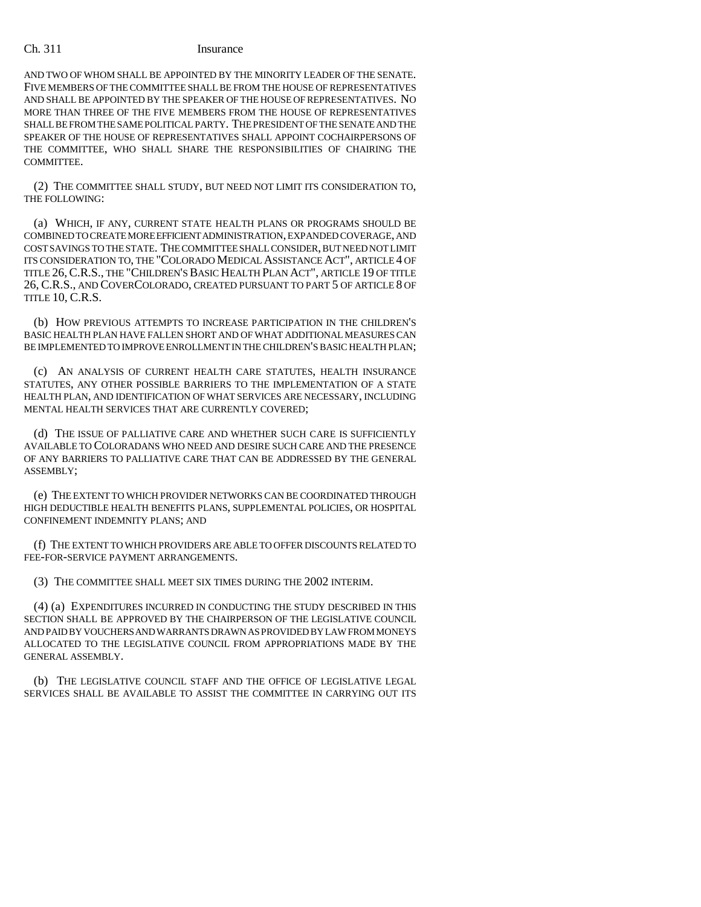AND TWO OF WHOM SHALL BE APPOINTED BY THE MINORITY LEADER OF THE SENATE. FIVE MEMBERS OF THE COMMITTEE SHALL BE FROM THE HOUSE OF REPRESENTATIVES AND SHALL BE APPOINTED BY THE SPEAKER OF THE HOUSE OF REPRESENTATIVES. NO MORE THAN THREE OF THE FIVE MEMBERS FROM THE HOUSE OF REPRESENTATIVES SHALL BE FROM THE SAME POLITICAL PARTY. THE PRESIDENT OF THE SENATE AND THE SPEAKER OF THE HOUSE OF REPRESENTATIVES SHALL APPOINT COCHAIRPERSONS OF THE COMMITTEE, WHO SHALL SHARE THE RESPONSIBILITIES OF CHAIRING THE COMMITTEE.

(2) THE COMMITTEE SHALL STUDY, BUT NEED NOT LIMIT ITS CONSIDERATION TO, THE FOLLOWING:

(a) WHICH, IF ANY, CURRENT STATE HEALTH PLANS OR PROGRAMS SHOULD BE COMBINED TO CREATE MORE EFFICIENT ADMINISTRATION, EXPANDED COVERAGE, AND COST SAVINGS TO THE STATE. THE COMMITTEE SHALL CONSIDER, BUT NEED NOT LIMIT ITS CONSIDERATION TO, THE "COLORADO MEDICAL ASSISTANCE ACT", ARTICLE 4 OF TITLE 26, C.R.S., THE "CHILDREN'S BASIC HEALTH PLAN ACT", ARTICLE 19 OF TITLE 26, C.R.S., AND COVERCOLORADO, CREATED PURSUANT TO PART 5 OF ARTICLE 8 OF TITLE 10, C.R.S.

(b) HOW PREVIOUS ATTEMPTS TO INCREASE PARTICIPATION IN THE CHILDREN'S BASIC HEALTH PLAN HAVE FALLEN SHORT AND OF WHAT ADDITIONAL MEASURES CAN BE IMPLEMENTED TO IMPROVE ENROLLMENT IN THE CHILDREN'S BASIC HEALTH PLAN;

(c) AN ANALYSIS OF CURRENT HEALTH CARE STATUTES, HEALTH INSURANCE STATUTES, ANY OTHER POSSIBLE BARRIERS TO THE IMPLEMENTATION OF A STATE HEALTH PLAN, AND IDENTIFICATION OF WHAT SERVICES ARE NECESSARY, INCLUDING MENTAL HEALTH SERVICES THAT ARE CURRENTLY COVERED;

(d) THE ISSUE OF PALLIATIVE CARE AND WHETHER SUCH CARE IS SUFFICIENTLY AVAILABLE TO COLORADANS WHO NEED AND DESIRE SUCH CARE AND THE PRESENCE OF ANY BARRIERS TO PALLIATIVE CARE THAT CAN BE ADDRESSED BY THE GENERAL ASSEMBLY;

(e) THE EXTENT TO WHICH PROVIDER NETWORKS CAN BE COORDINATED THROUGH HIGH DEDUCTIBLE HEALTH BENEFITS PLANS, SUPPLEMENTAL POLICIES, OR HOSPITAL CONFINEMENT INDEMNITY PLANS; AND

(f) THE EXTENT TO WHICH PROVIDERS ARE ABLE TO OFFER DISCOUNTS RELATED TO FEE-FOR-SERVICE PAYMENT ARRANGEMENTS.

(3) THE COMMITTEE SHALL MEET SIX TIMES DURING THE 2002 INTERIM.

(4) (a) EXPENDITURES INCURRED IN CONDUCTING THE STUDY DESCRIBED IN THIS SECTION SHALL BE APPROVED BY THE CHAIRPERSON OF THE LEGISLATIVE COUNCIL AND PAID BY VOUCHERS AND WARRANTS DRAWN AS PROVIDED BY LAW FROM MONEYS ALLOCATED TO THE LEGISLATIVE COUNCIL FROM APPROPRIATIONS MADE BY THE GENERAL ASSEMBLY.

(b) THE LEGISLATIVE COUNCIL STAFF AND THE OFFICE OF LEGISLATIVE LEGAL SERVICES SHALL BE AVAILABLE TO ASSIST THE COMMITTEE IN CARRYING OUT ITS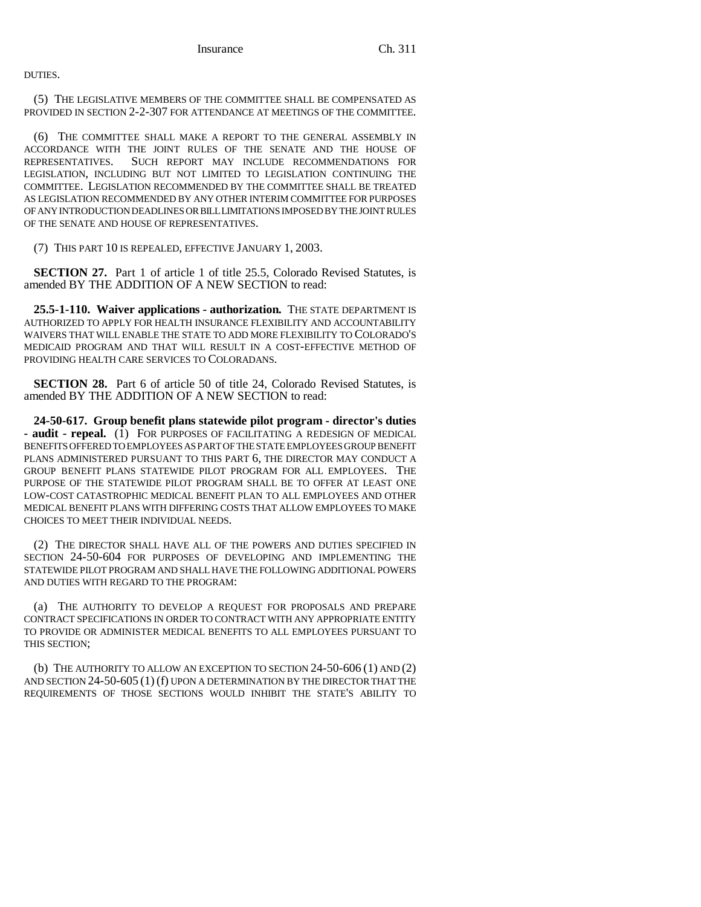DUTIES.

(5) THE LEGISLATIVE MEMBERS OF THE COMMITTEE SHALL BE COMPENSATED AS PROVIDED IN SECTION 2-2-307 FOR ATTENDANCE AT MEETINGS OF THE COMMITTEE.

(6) THE COMMITTEE SHALL MAKE A REPORT TO THE GENERAL ASSEMBLY IN ACCORDANCE WITH THE JOINT RULES OF THE SENATE AND THE HOUSE OF REPRESENTATIVES. SUCH REPORT MAY INCLUDE RECOMMENDATIONS FOR LEGISLATION, INCLUDING BUT NOT LIMITED TO LEGISLATION CONTINUING THE COMMITTEE. LEGISLATION RECOMMENDED BY THE COMMITTEE SHALL BE TREATED AS LEGISLATION RECOMMENDED BY ANY OTHER INTERIM COMMITTEE FOR PURPOSES OF ANY INTRODUCTION DEADLINES OR BILL LIMITATIONS IMPOSED BY THE JOINT RULES OF THE SENATE AND HOUSE OF REPRESENTATIVES.

(7) THIS PART 10 IS REPEALED, EFFECTIVE JANUARY 1, 2003.

**SECTION 27.** Part 1 of article 1 of title 25.5, Colorado Revised Statutes, is amended BY THE ADDITION OF A NEW SECTION to read:

**25.5-1-110. Waiver applications - authorization.** THE STATE DEPARTMENT IS AUTHORIZED TO APPLY FOR HEALTH INSURANCE FLEXIBILITY AND ACCOUNTABILITY WAIVERS THAT WILL ENABLE THE STATE TO ADD MORE FLEXIBILITY TO COLORADO'S MEDICAID PROGRAM AND THAT WILL RESULT IN A COST-EFFECTIVE METHOD OF PROVIDING HEALTH CARE SERVICES TO COLORADANS.

**SECTION 28.** Part 6 of article 50 of title 24, Colorado Revised Statutes, is amended BY THE ADDITION OF A NEW SECTION to read:

**24-50-617. Group benefit plans statewide pilot program - director's duties - audit - repeal.** (1) FOR PURPOSES OF FACILITATING A REDESIGN OF MEDICAL BENEFITS OFFERED TO EMPLOYEES AS PART OF THE STATE EMPLOYEES GROUP BENEFIT PLANS ADMINISTERED PURSUANT TO THIS PART 6, THE DIRECTOR MAY CONDUCT A GROUP BENEFIT PLANS STATEWIDE PILOT PROGRAM FOR ALL EMPLOYEES. THE PURPOSE OF THE STATEWIDE PILOT PROGRAM SHALL BE TO OFFER AT LEAST ONE LOW-COST CATASTROPHIC MEDICAL BENEFIT PLAN TO ALL EMPLOYEES AND OTHER MEDICAL BENEFIT PLANS WITH DIFFERING COSTS THAT ALLOW EMPLOYEES TO MAKE CHOICES TO MEET THEIR INDIVIDUAL NEEDS.

(2) THE DIRECTOR SHALL HAVE ALL OF THE POWERS AND DUTIES SPECIFIED IN SECTION 24-50-604 FOR PURPOSES OF DEVELOPING AND IMPLEMENTING THE STATEWIDE PILOT PROGRAM AND SHALL HAVE THE FOLLOWING ADDITIONAL POWERS AND DUTIES WITH REGARD TO THE PROGRAM:

(a) THE AUTHORITY TO DEVELOP A REQUEST FOR PROPOSALS AND PREPARE CONTRACT SPECIFICATIONS IN ORDER TO CONTRACT WITH ANY APPROPRIATE ENTITY TO PROVIDE OR ADMINISTER MEDICAL BENEFITS TO ALL EMPLOYEES PURSUANT TO THIS SECTION;

(b) THE AUTHORITY TO ALLOW AN EXCEPTION TO SECTION 24-50-606 (1) AND (2) AND SECTION 24-50-605 (1) (f) UPON A DETERMINATION BY THE DIRECTOR THAT THE REQUIREMENTS OF THOSE SECTIONS WOULD INHIBIT THE STATE'S ABILITY TO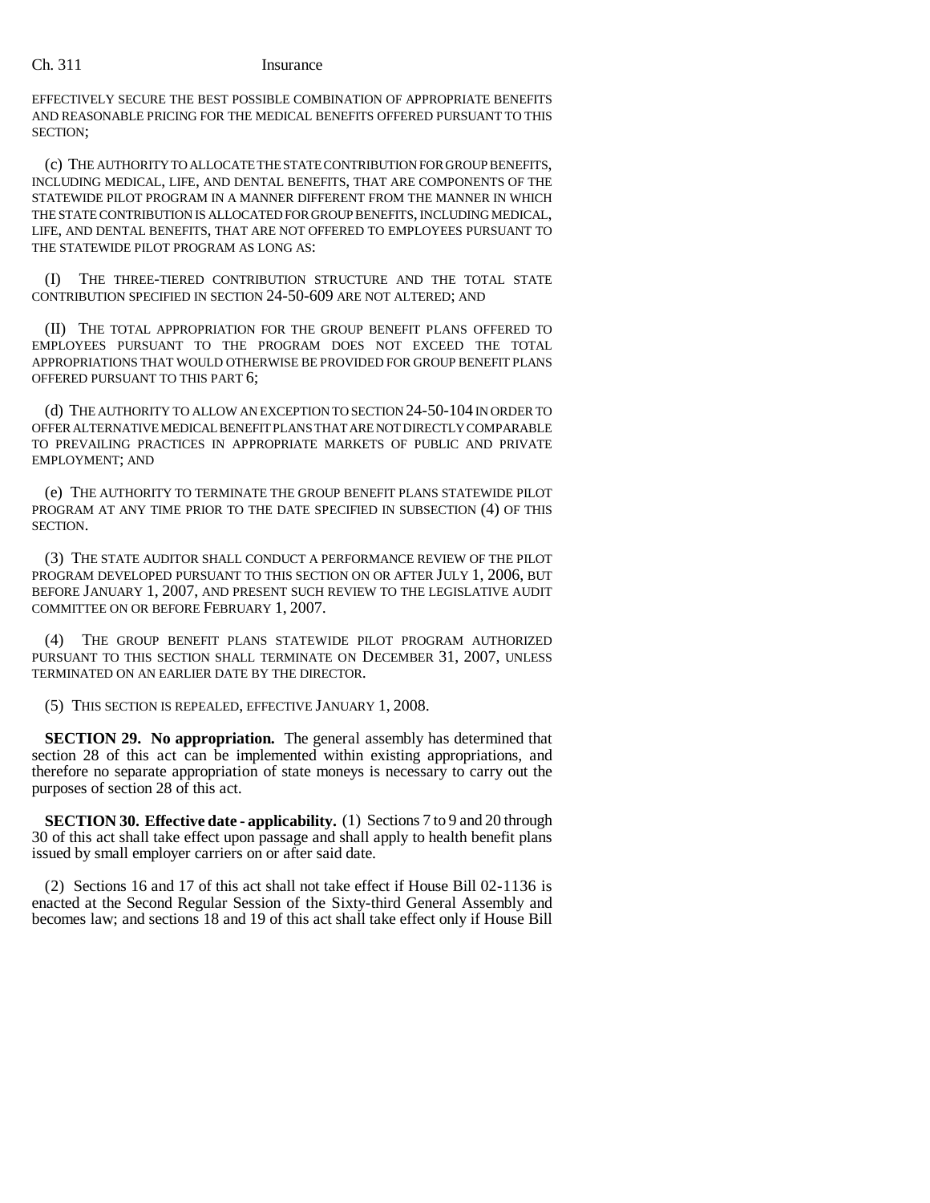EFFECTIVELY SECURE THE BEST POSSIBLE COMBINATION OF APPROPRIATE BENEFITS AND REASONABLE PRICING FOR THE MEDICAL BENEFITS OFFERED PURSUANT TO THIS SECTION;

(c) THE AUTHORITY TO ALLOCATE THE STATE CONTRIBUTION FOR GROUP BENEFITS, INCLUDING MEDICAL, LIFE, AND DENTAL BENEFITS, THAT ARE COMPONENTS OF THE STATEWIDE PILOT PROGRAM IN A MANNER DIFFERENT FROM THE MANNER IN WHICH THE STATE CONTRIBUTION IS ALLOCATED FOR GROUP BENEFITS, INCLUDING MEDICAL, LIFE, AND DENTAL BENEFITS, THAT ARE NOT OFFERED TO EMPLOYEES PURSUANT TO THE STATEWIDE PILOT PROGRAM AS LONG AS:

(I) THE THREE-TIERED CONTRIBUTION STRUCTURE AND THE TOTAL STATE CONTRIBUTION SPECIFIED IN SECTION 24-50-609 ARE NOT ALTERED; AND

(II) THE TOTAL APPROPRIATION FOR THE GROUP BENEFIT PLANS OFFERED TO EMPLOYEES PURSUANT TO THE PROGRAM DOES NOT EXCEED THE TOTAL APPROPRIATIONS THAT WOULD OTHERWISE BE PROVIDED FOR GROUP BENEFIT PLANS OFFERED PURSUANT TO THIS PART 6;

(d) THE AUTHORITY TO ALLOW AN EXCEPTION TO SECTION 24-50-104 IN ORDER TO OFFER ALTERNATIVE MEDICAL BENEFIT PLANS THAT ARE NOT DIRECTLY COMPARABLE TO PREVAILING PRACTICES IN APPROPRIATE MARKETS OF PUBLIC AND PRIVATE EMPLOYMENT; AND

(e) THE AUTHORITY TO TERMINATE THE GROUP BENEFIT PLANS STATEWIDE PILOT PROGRAM AT ANY TIME PRIOR TO THE DATE SPECIFIED IN SUBSECTION (4) OF THIS SECTION.

(3) THE STATE AUDITOR SHALL CONDUCT A PERFORMANCE REVIEW OF THE PILOT PROGRAM DEVELOPED PURSUANT TO THIS SECTION ON OR AFTER JULY 1, 2006, BUT BEFORE JANUARY 1, 2007, AND PRESENT SUCH REVIEW TO THE LEGISLATIVE AUDIT COMMITTEE ON OR BEFORE FEBRUARY 1, 2007.

(4) THE GROUP BENEFIT PLANS STATEWIDE PILOT PROGRAM AUTHORIZED PURSUANT TO THIS SECTION SHALL TERMINATE ON DECEMBER 31, 2007, UNLESS TERMINATED ON AN EARLIER DATE BY THE DIRECTOR.

(5) THIS SECTION IS REPEALED, EFFECTIVE JANUARY 1, 2008.

**SECTION 29. No appropriation.** The general assembly has determined that section 28 of this act can be implemented within existing appropriations, and therefore no separate appropriation of state moneys is necessary to carry out the purposes of section 28 of this act.

**SECTION 30. Effective date - applicability.** (1) Sections 7 to 9 and 20 through 30 of this act shall take effect upon passage and shall apply to health benefit plans issued by small employer carriers on or after said date.

(2) Sections 16 and 17 of this act shall not take effect if House Bill 02-1136 is enacted at the Second Regular Session of the Sixty-third General Assembly and becomes law; and sections 18 and 19 of this act shall take effect only if House Bill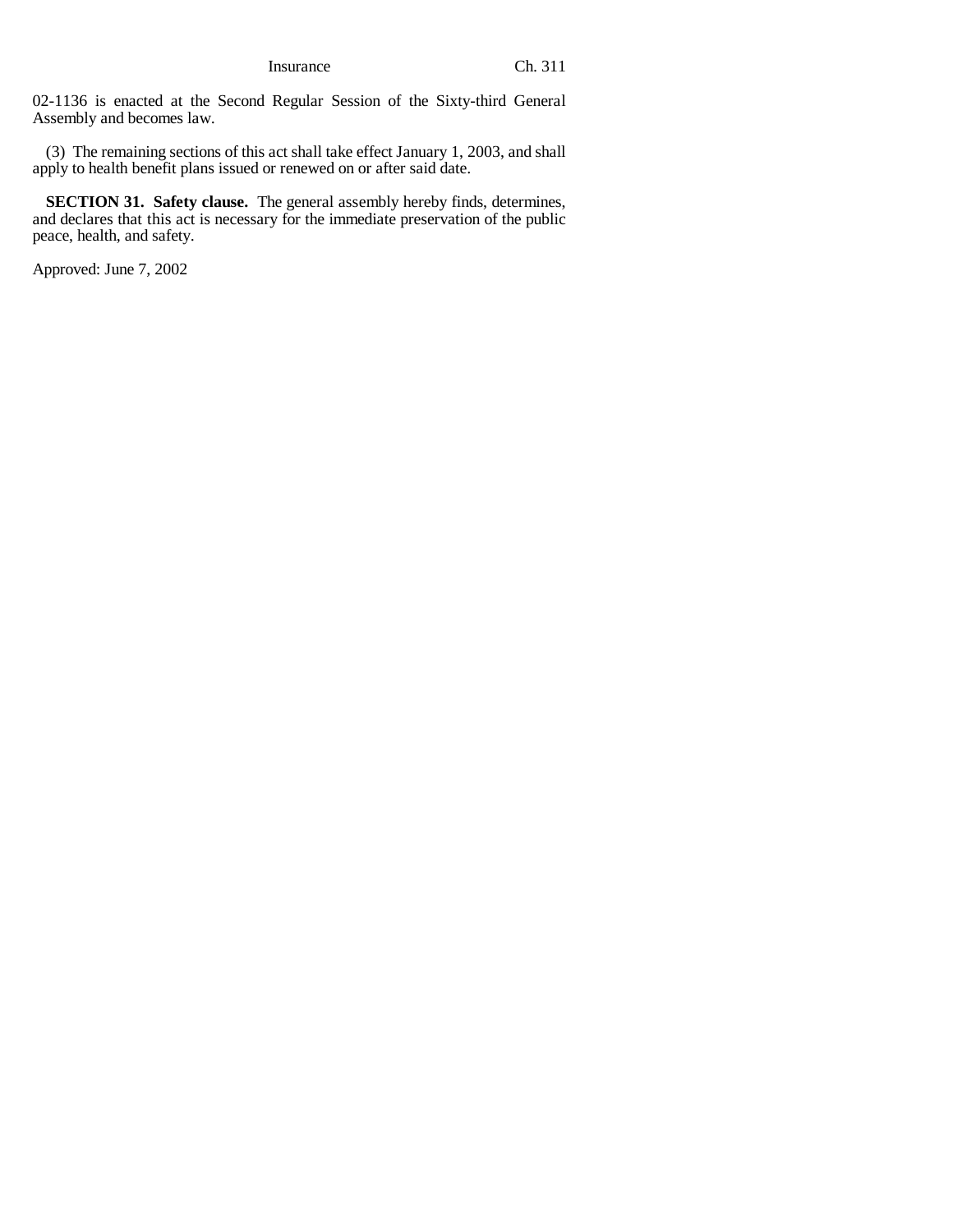02-1136 is enacted at the Second Regular Session of the Sixty-third General Assembly and becomes law.

(3) The remaining sections of this act shall take effect January 1, 2003, and shall apply to health benefit plans issued or renewed on or after said date.

**SECTION 31. Safety clause.** The general assembly hereby finds, determines, and declares that this act is necessary for the immediate preservation of the public peace, health, and safety.

Approved: June 7, 2002